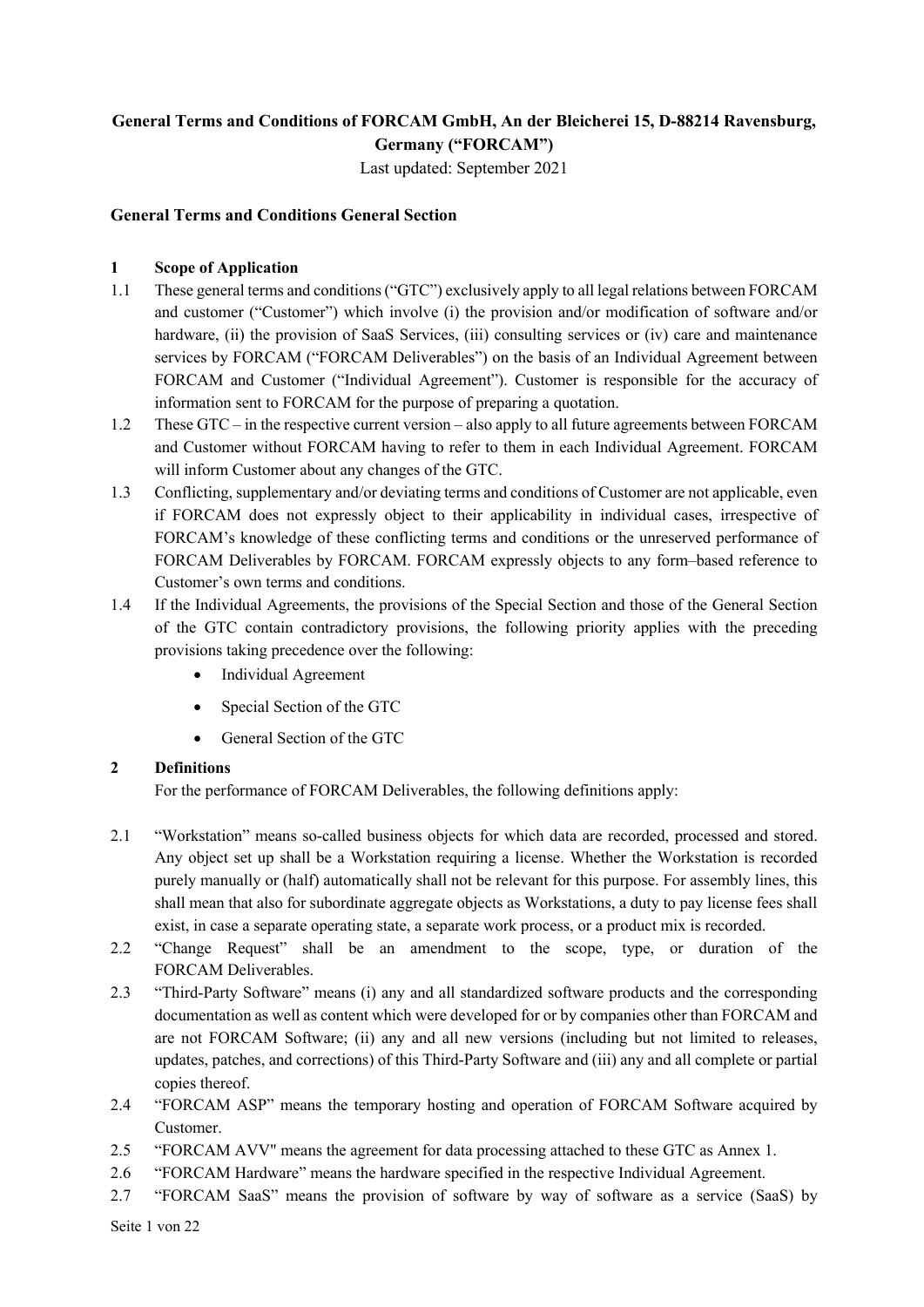**General Terms and Conditions of FORCAM GmbH, An der Bleicherei 15, D-88214 Ravensburg, Germany ("FORCAM")**

Last updated: September 2021

## General Terms and Conditions General Section

### 1 Scope of Application

1.1 These general terms and conditions ("GTC") exclusively apply to all legal relations between FORCAM and customer ("Customer") which involve (i) the provision and/or modification of software and/or hardware, (ii) the provision of SaaS Services, (iii) consulting services or (iv) care and maintenance services by FORCAM ("FORCAM Deliverables") on the basis of an Individual Agreement between FORCAM and Customer ("Individual Agreement"). Customer is responsible for the accuracy of information sent to FORCAM for the purpose of preparing a quotation.

1.2 These GTC – in the respective current version – also apply to all future agreements between FORCAM and Customer without FORCAM having to refer to them in each Individual Agreement. FORCAM will inform Customer about any changes of the GTC.

1.3 Conflicting, supplementary and/or deviating terms and conditions of Customer are not applicable, even if FORCAM does not expressly object to their applicability in individual cases, irrespective of FORCAM's knowledge of these conflicting terms and conditions or the unreserved performance of FORCAM Deliverables by FORCAM. FORCAM expressly objects to any form–based reference to Customer's own terms and conditions.

1.4 If the Individual Agreements, the provisions of the Special Section and those of the General Section of the GTC contain contradictory provisions, the following priority applies with the preceding provisions taking precedence over the following:

- Individual Agreement
- Special Section of the GTC
- General Section of the GTC

### 2 Definitions

For the performance of FORCAM Deliverables, the following definitions apply:

2.1 "Workstation" means so-called business objects for which data are recorded, processed and stored. Any object set up shall be a Workstation requiring a license. Whether the Workstation is recorded purely manually or (half) automatically shall not be relevant for this purpose. For assembly lines, this shall mean that also for subordinate aggregate objects as Workstations, a duty to pay license fees shall exist, in case a separate operating state, a separate work process, or a product mix is recorded.

2.2 "Change Request" shall be an amendment to the scope, type, or duration of the FORCAM Deliverables.

2.3 "Third-Party Software" means (i) any and all standardized software products and the corresponding documentation as well as content which were developed for or by companies other than FORCAM and are not FORCAM Software; (ii) any and all new versions (including but not limited to releases, updates, patches, and corrections) of this Third-Party Software and (iii) any and all complete or partial copies thereof.

2.4 "FORCAM ASP" means the temporary hosting and operation of FORCAM Software acquired by Customer.

2.5 "FORCAM AVV" means the agreement for data processing attached to these GTC as Annex 1.

2.6 "FORCAM Hardware" means the hardware specified in the respective Individual Agreement.

2.7 "FORCAM SaaS" means the provision of software by way of software as a service (SaaS) by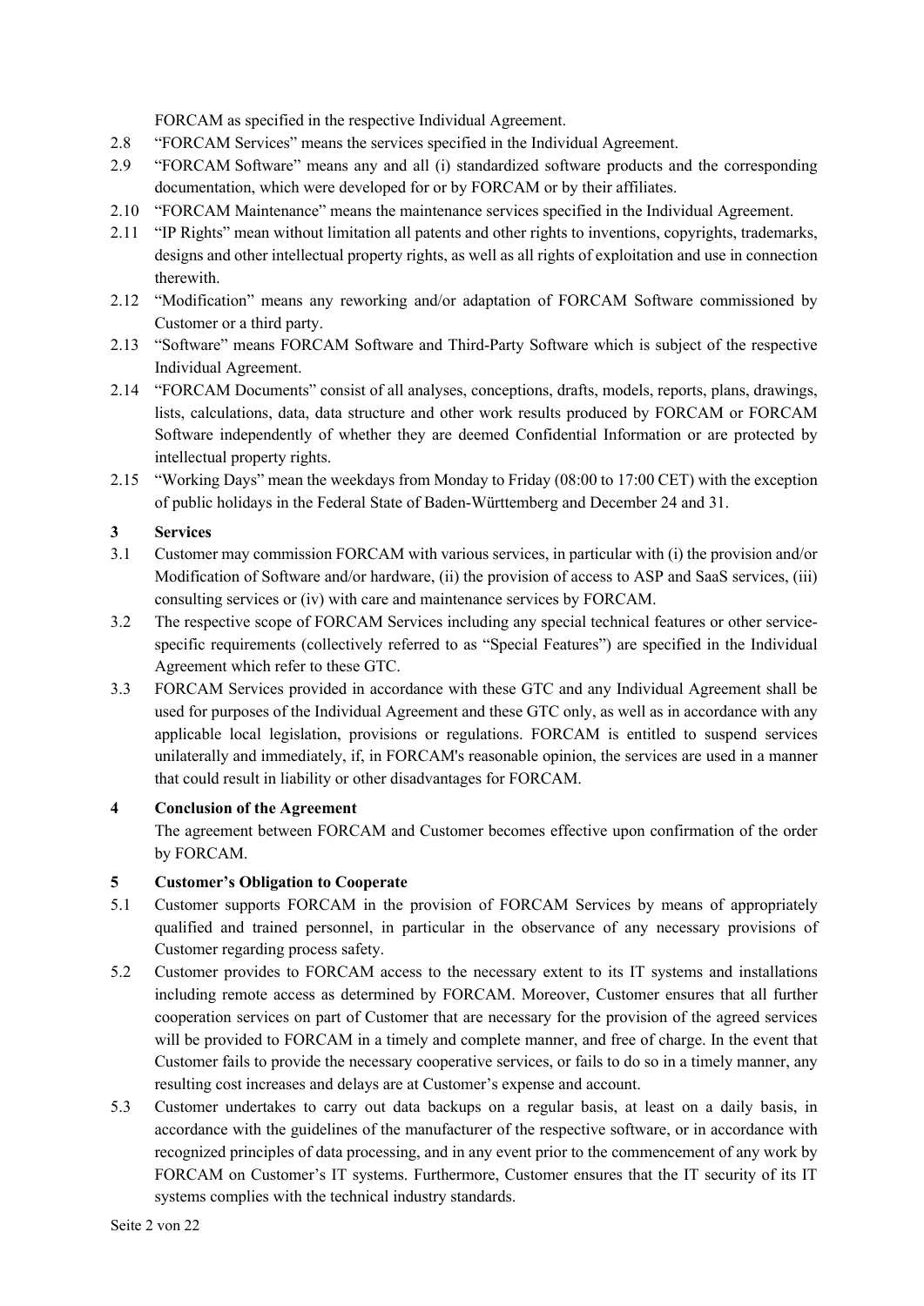FORCAM as specified in the respective Individual Agreement.

2.8 "FORCAM Services" means the services specified in the Individual Agreement.

2.9 "FORCAM Software" means any and all (i) standardized software products and the corresponding documentation, which were developed for or by FORCAM or by their affiliates.

2.10 "FORCAM Maintenance" means the maintenance services specified in the Individual Agreement.

2.11 "IP Rights" mean without limitation all patents and other rights to inventions, copyrights, trademarks, designs and other intellectual property rights, as well as all rights of exploitation and use in connection therewith.

2.12 "Modification" means any reworking and/or adaptation of FORCAM Software commissioned by Customer or a third party.

2.13 "Software" means FORCAM Software and Third-Party Software which is subject of the respective Individual Agreement.

2.14 "FORCAM Documents" consist of all analyses, conceptions, drafts, models, reports, plans, drawings, lists, calculations, data, data structure and other work results produced by FORCAM or FORCAM Software independently of whether they are deemed Confidential Information or are protected by intellectual property rights.

2.15 "Working Days" mean the weekdays from Monday to Friday (08:00 to 17:00 CET) with the exception of public holidays in the Federal State of Baden-Württemberg and December 24 and 31.

## 3 Services

3.1 Customer may commission FORCAM with various services, in particular with (i) the provision and/or Modification of Software and/or hardware, (ii) the provision of access to ASP and SaaS services, (iii) consulting services or (iv) with care and maintenance services by FORCAM.

3.2 The respective scope of FORCAM Services including any special technical features or other service-specific requirements (collectively referred to as "Special Features") are specified in the Individual Agreement which refer to these GTC.

3.3 FORCAM Services provided in accordance with these GTC and any Individual Agreement shall be used for purposes of the Individual Agreement and these GTC only, as well as in accordance with any applicable local legislation, provisions or regulations. FORCAM is entitled to suspend services unilaterally and immediately, if, in FORCAM's reasonable opinion, the services are used in a manner that could result in liability or other disadvantages for FORCAM.

## 4 Conclusion of the Agreement

The agreement between FORCAM and Customer becomes effective upon confirmation of the order by FORCAM.

## 5 Customer's Obligation to Cooperate

5.1 Customer supports FORCAM in the provision of FORCAM Services by means of appropriately qualified and trained personnel, in particular in the observance of any necessary provisions of Customer regarding process safety.

5.2 Customer provides to FORCAM access to the necessary extent to its IT systems and installations including remote access as determined by FORCAM. Moreover, Customer ensures that all further cooperation services on part of Customer that are necessary for the provision of the agreed services will be provided to FORCAM in a timely and complete manner, and free of charge. In the event that Customer fails to provide the necessary cooperative services, or fails to do so in a timely manner, any resulting cost increases and delays are at Customer's expense and account.

5.3 Customer undertakes to carry out data backups on a regular basis, at least on a daily basis, in accordance with the guidelines of the manufacturer of the respective software, or in accordance with recognized principles of data processing, and in any event prior to the commencement of any work by FORCAM on Customer's IT systems. Furthermore, Customer ensures that the IT security of its IT systems complies with the technical industry standards.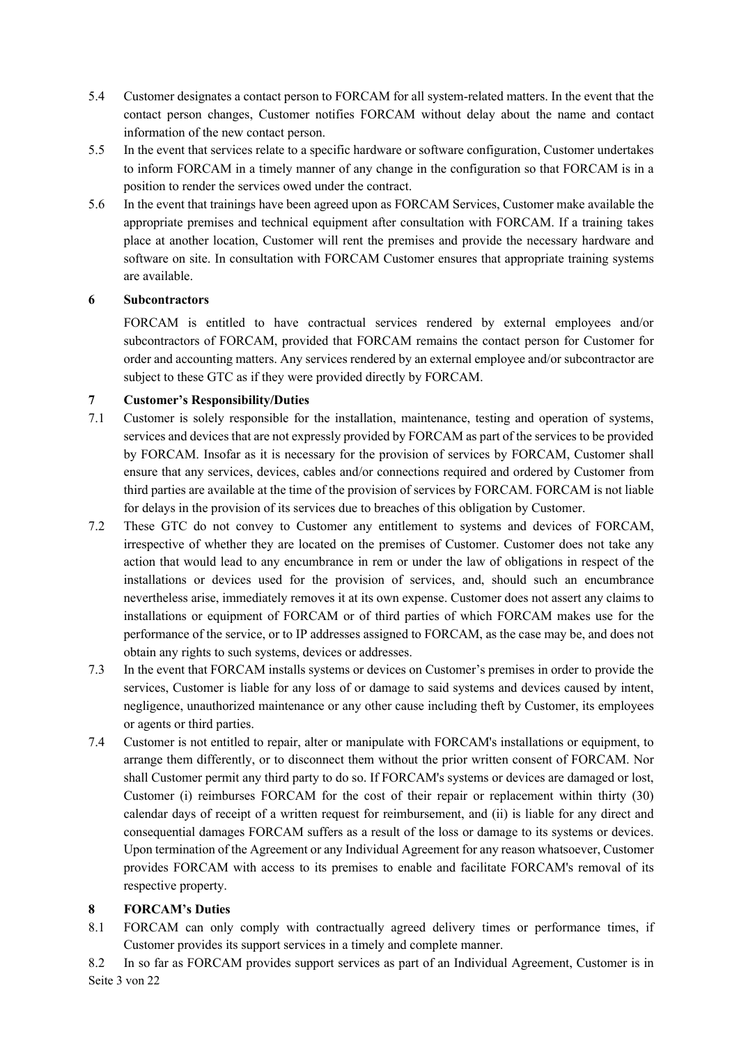5.4 Customer designates a contact person to FORCAM for all system-related matters. In the event that the contact person changes, Customer notifies FORCAM without delay about the name and contact information of the new contact person.

5.5 In the event that services relate to a specific hardware or software configuration, Customer undertakes to inform FORCAM in a timely manner of any change in the configuration so that FORCAM is in a position to render the services owed under the contract.

5.6 In the event that trainings have been agreed upon as FORCAM Services, Customer make available the appropriate premises and technical equipment after consultation with FORCAM. If a training takes place at another location, Customer will rent the premises and provide the necessary hardware and software on site. In consultation with FORCAM Customer ensures that appropriate training systems are available.

## 6 Subcontractors

FORCAM is entitled to have contractual services rendered by external employees and/or subcontractors of FORCAM, provided that FORCAM remains the contact person for Customer for order and accounting matters. Any services rendered by an external employee and/or subcontractor are subject to these GTC as if they were provided directly by FORCAM.

## 7 Customer's Responsibility/Duties

7.1 Customer is solely responsible for the installation, maintenance, testing and operation of systems, services and devices that are not expressly provided by FORCAM as part of the services to be provided by FORCAM. Insofar as it is necessary for the provision of services by FORCAM, Customer shall ensure that any services, devices, cables and/or connections required and ordered by Customer from third parties are available at the time of the provision of services by FORCAM. FORCAM is not liable for delays in the provision of its services due to breaches of this obligation by Customer.

7.2 These GTC do not convey to Customer any entitlement to systems and devices of FORCAM, irrespective of whether they are located on the premises of Customer. Customer does not take any action that would lead to any encumbrance in rem or under the law of obligations in respect of the installations or devices used for the provision of services, and, should such an encumbrance nevertheless arise, immediately removes it at its own expense. Customer does not assert any claims to installations or equipment of FORCAM or of third parties of which FORCAM makes use for the performance of the service, or to IP addresses assigned to FORCAM, as the case may be, and does not obtain any rights to such systems, devices or addresses.

7.3 In the event that FORCAM installs systems or devices on Customer's premises in order to provide the services, Customer is liable for any loss of or damage to said systems and devices caused by intent, negligence, unauthorized maintenance or any other cause including theft by Customer, its employees or agents or third parties.

7.4 Customer is not entitled to repair, alter or manipulate with FORCAM's installations or equipment, to arrange them differently, or to disconnect them without the prior written consent of FORCAM. Nor shall Customer permit any third party to do so. If FORCAM's systems or devices are damaged or lost, Customer (i) reimburses FORCAM for the cost of their repair or replacement within thirty (30) calendar days of receipt of a written request for reimbursement, and (ii) is liable for any direct and consequential damages FORCAM suffers as a result of the loss or damage to its systems or devices. Upon termination of the Agreement or any Individual Agreement for any reason whatsoever, Customer provides FORCAM with access to its premises to enable and facilitate FORCAM's removal of its respective property.

## 8 FORCAM's Duties

8.1 FORCAM can only comply with contractually agreed delivery times or performance times, if Customer provides its support services in a timely and complete manner.

8.2 In so far as FORCAM provides support services as part of an Individual Agreement, Customer is in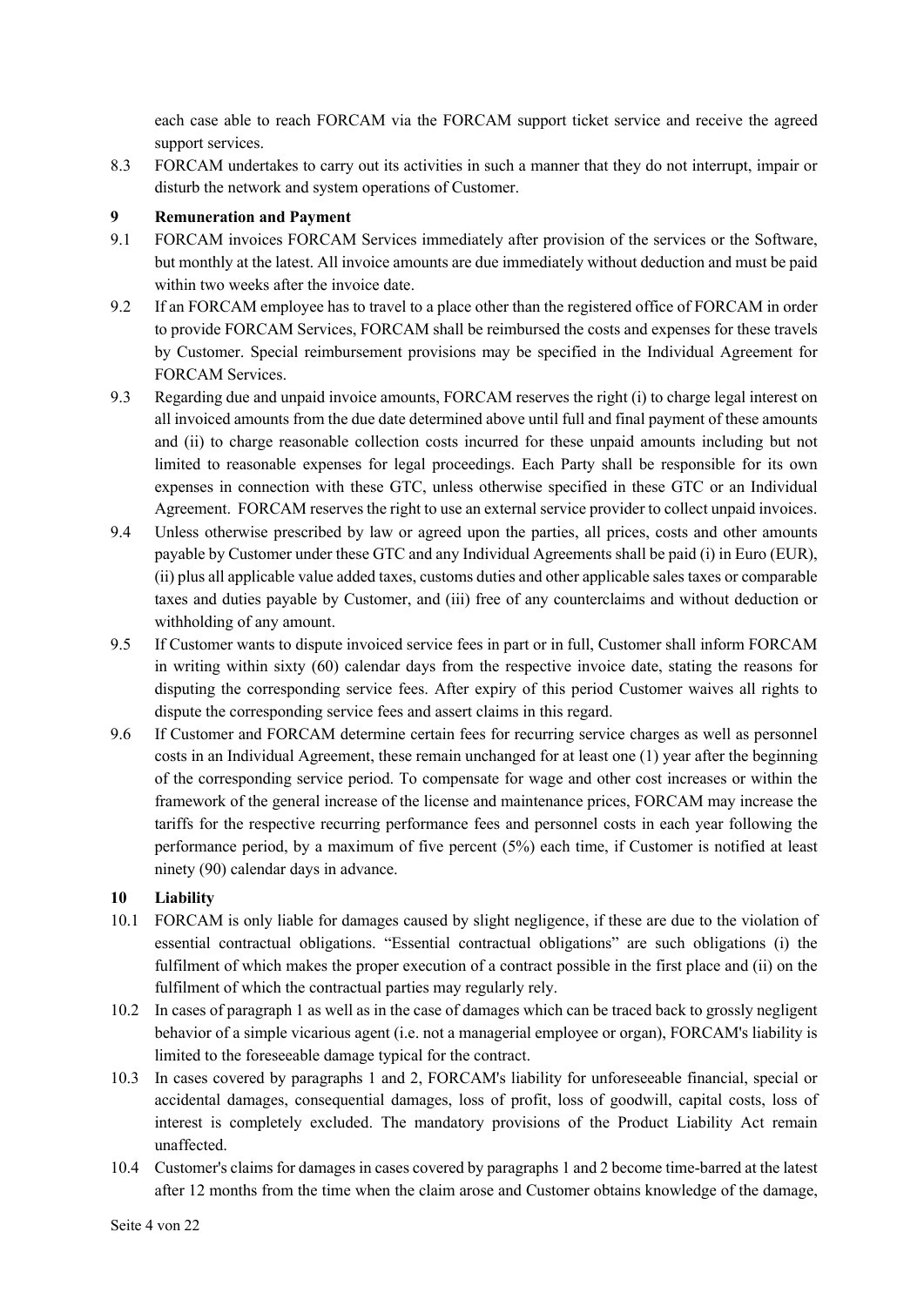each case able to reach FORCAM via the FORCAM support ticket service and receive the agreed support services.

8.3 FORCAM undertakes to carry out its activities in such a manner that they do not interrupt, impair or disturb the network and system operations of Customer.

## 9 Remuneration and Payment

9.1 FORCAM invoices FORCAM Services immediately after provision of the services or the Software, but monthly at the latest. All invoice amounts are due immediately without deduction and must be paid within two weeks after the invoice date.

9.2 If an FORCAM employee has to travel to a place other than the registered office of FORCAM in order to provide FORCAM Services, FORCAM shall be reimbursed the costs and expenses for these travels by Customer. Special reimbursement provisions may be specified in the Individual Agreement for FORCAM Services.

9.3 Regarding due and unpaid invoice amounts, FORCAM reserves the right (i) to charge legal interest on all invoiced amounts from the due date determined above until full and final payment of these amounts and (ii) to charge reasonable collection costs incurred for these unpaid amounts including but not limited to reasonable expenses for legal proceedings. Each Party shall be responsible for its own expenses in connection with these GTC, unless otherwise specified in these GTC or an Individual Agreement. FORCAM reserves the right to use an external service provider to collect unpaid invoices.

9.4 Unless otherwise prescribed by law or agreed upon the parties, all prices, costs and other amounts payable by Customer under these GTC and any Individual Agreements shall be paid (i) in Euro (EUR), (ii) plus all applicable value added taxes, customs duties and other applicable sales taxes or comparable taxes and duties payable by Customer, and (iii) free of any counterclaims and without deduction or withholding of any amount.

9.5 If Customer wants to dispute invoiced service fees in part or in full, Customer shall inform FORCAM in writing within sixty (60) calendar days from the respective invoice date, stating the reasons for disputing the corresponding service fees. After expiry of this period Customer waives all rights to dispute the corresponding service fees and assert claims in this regard.

9.6 If Customer and FORCAM determine certain fees for recurring service charges as well as personnel costs in an Individual Agreement, these remain unchanged for at least one (1) year after the beginning of the corresponding service period. To compensate for wage and other cost increases or within the framework of the general increase of the license and maintenance prices, FORCAM may increase the tariffs for the respective recurring performance fees and personnel costs in each year following the performance period, by a maximum of five percent (5%) each time, if Customer is notified at least ninety (90) calendar days in advance.

## 10 Liability

10.1 FORCAM is only liable for damages caused by slight negligence, if these are due to the violation of essential contractual obligations. “Essential contractual obligations” are such obligations (i) the fulfilment of which makes the proper execution of a contract possible in the first place and (ii) on the fulfilment of which the contractual parties may regularly rely.

10.2 In cases of paragraph 1 as well as in the case of damages which can be traced back to grossly negligent behavior of a simple vicarious agent (i.e. not a managerial employee or organ), FORCAM's liability is limited to the foreseeable damage typical for the contract.

10.3 In cases covered by paragraphs 1 and 2, FORCAM's liability for unforeseeable financial, special or accidental damages, consequential damages, loss of profit, loss of goodwill, capital costs, loss of interest is completely excluded. The mandatory provisions of the Product Liability Act remain unaffected.

10.4 Customer's claims for damages in cases covered by paragraphs 1 and 2 become time-barred at the latest after 12 months from the time when the claim arose and Customer obtains knowledge of the damage,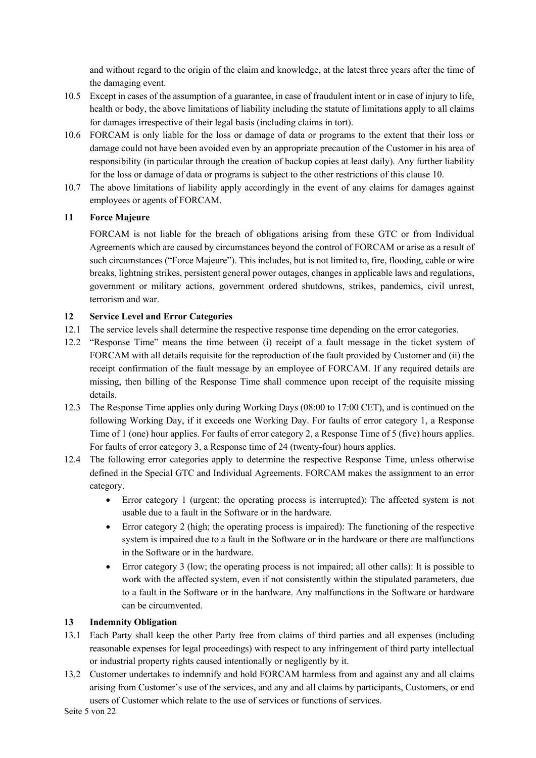and without regard to the origin of the claim and knowledge, at the latest three years after the time of the damaging event.

10.5 Except in cases of the assumption of a guarantee, in case of fraudulent intent or in case of injury to life, health or body, the above limitations of liability including the statute of limitations apply to all claims for damages irrespective of their legal basis (including claims in tort).

10.6 FORCAM is only liable for the loss or damage of data or programs to the extent that their loss or damage could not have been avoided even by an appropriate precaution of the Customer in his area of responsibility (in particular through the creation of backup copies at least daily). Any further liability for the loss or damage of data or programs is subject to the other restrictions of this clause 10.

10.7 The above limitations of liability apply accordingly in the event of any claims for damages against employees or agents of FORCAM.

## 11 Force Majeure

FORCAM is not liable for the breach of obligations arising from these GTC or from Individual Agreements which are caused by circumstances beyond the control of FORCAM or arise as a result of such circumstances ("Force Majeure"). This includes, but is not limited to, fire, flooding, cable or wire breaks, lightning strikes, persistent general power outages, changes in applicable laws and regulations, government or military actions, government ordered shutdowns, strikes, pandemics, civil unrest, terrorism and war.

## 12 Service Level and Error Categories

12.1 The service levels shall determine the respective response time depending on the error categories.

12.2 "Response Time" means the time between (i) receipt of a fault message in the ticket system of FORCAM with all details requisite for the reproduction of the fault provided by Customer and (ii) the receipt confirmation of the fault message by an employee of FORCAM. If any required details are missing, then billing of the Response Time shall commence upon receipt of the requisite missing details.

12.3 The Response Time applies only during Working Days (08:00 to 17:00 CET), and is continued on the following Working Day, if it exceeds one Working Day. For faults of error category 1, a Response Time of 1 (one) hour applies. For faults of error category 2, a Response Time of 5 (five) hours applies. For faults of error category 3, a Response time of 24 (twenty-four) hours applies.

12.4 The following error categories apply to determine the respective Response Time, unless otherwise defined in the Special GTC and Individual Agreements. FORCAM makes the assignment to an error category.

- Error category 1 (urgent; the operating process is interrupted): The affected system is not usable due to a fault in the Software or in the hardware.
- Error category 2 (high; the operating process is impaired): The functioning of the respective system is impaired due to a fault in the Software or in the hardware or there are malfunctions in the Software or in the hardware.
- Error category 3 (low; the operating process is not impaired; all other calls): It is possible to work with the affected system, even if not consistently within the stipulated parameters, due to a fault in the Software or in the hardware. Any malfunctions in the Software or hardware can be circumvented.

## 13 Indemnity Obligation

13.1 Each Party shall keep the other Party free from claims of third parties and all expenses (including reasonable expenses for legal proceedings) with respect to any infringement of third party intellectual or industrial property rights caused intentionally or negligently by it.

13.2 Customer undertakes to indemnify and hold FORCAM harmless from and against any and all claims arising from Customer's use of the services, and any and all claims by participants, Customers, or end users of Customer which relate to the use of services or functions of services.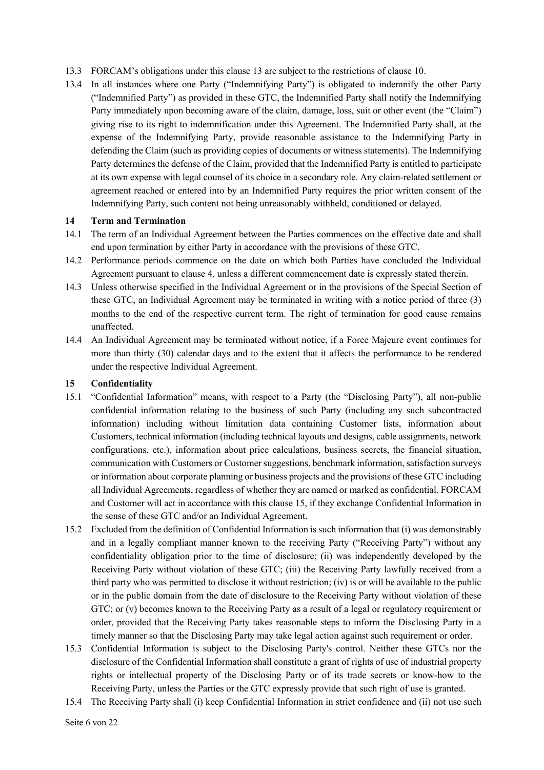13.3 FORCAM's obligations under this clause 13 are subject to the restrictions of clause 10.

13.4 In all instances where one Party ("Indemnifying Party") is obligated to indemnify the other Party ("Indemnified Party") as provided in these GTC, the Indemnified Party shall notify the Indemnifying Party immediately upon becoming aware of the claim, damage, loss, suit or other event (the "Claim") giving rise to its right to indemnification under this Agreement. The Indemnified Party shall, at the expense of the Indemnifying Party, provide reasonable assistance to the Indemnifying Party in defending the Claim (such as providing copies of documents or witness statements). The Indemnifying Party determines the defense of the Claim, provided that the Indemnified Party is entitled to participate at its own expense with legal counsel of its choice in a secondary role. Any claim-related settlement or agreement reached or entered into by an Indemnified Party requires the prior written consent of the Indemnifying Party, such content not being unreasonably withheld, conditioned or delayed.

## 14 Term and Termination

14.1 The term of an Individual Agreement between the Parties commences on the effective date and shall end upon termination by either Party in accordance with the provisions of these GTC.

14.2 Performance periods commence on the date on which both Parties have concluded the Individual Agreement pursuant to clause 4, unless a different commencement date is expressly stated therein.

14.3 Unless otherwise specified in the Individual Agreement or in the provisions of the Special Section of these GTC, an Individual Agreement may be terminated in writing with a notice period of three (3) months to the end of the respective current term. The right of termination for good cause remains unaffected.

14.4 An Individual Agreement may be terminated without notice, if a Force Majeure event continues for more than thirty (30) calendar days and to the extent that it affects the performance to be rendered under the respective Individual Agreement.

## 15 Confidentiality

15.1 "Confidential Information" means, with respect to a Party (the "Disclosing Party"), all non-public confidential information relating to the business of such Party (including any such subcontracted information) including without limitation data containing Customer lists, information about Customers, technical information (including technical layouts and designs, cable assignments, network configurations, etc.), information about price calculations, business secrets, the financial situation, communication with Customers or Customer suggestions, benchmark information, satisfaction surveys or information about corporate planning or business projects and the provisions of these GTC including all Individual Agreements, regardless of whether they are named or marked as confidential. FORCAM and Customer will act in accordance with this clause 15, if they exchange Confidential Information in the sense of these GTC and/or an Individual Agreement.

15.2 Excluded from the definition of Confidential Information is such information that (i) was demonstrably and in a legally compliant manner known to the receiving Party ("Receiving Party") without any confidentiality obligation prior to the time of disclosure; (ii) was independently developed by the Receiving Party without violation of these GTC; (iii) the Receiving Party lawfully received from a third party who was permitted to disclose it without restriction; (iv) is or will be available to the public or in the public domain from the date of disclosure to the Receiving Party without violation of these GTC; or (v) becomes known to the Receiving Party as a result of a legal or regulatory requirement or order, provided that the Receiving Party takes reasonable steps to inform the Disclosing Party in a timely manner so that the Disclosing Party may take legal action against such requirement or order.

15.3 Confidential Information is subject to the Disclosing Party's control. Neither these GTCs nor the disclosure of the Confidential Information shall constitute a grant of rights of use of industrial property rights or intellectual property of the Disclosing Party or of its trade secrets or know-how to the Receiving Party, unless the Parties or the GTC expressly provide that such right of use is granted.

15.4 The Receiving Party shall (i) keep Confidential Information in strict confidence and (ii) not use such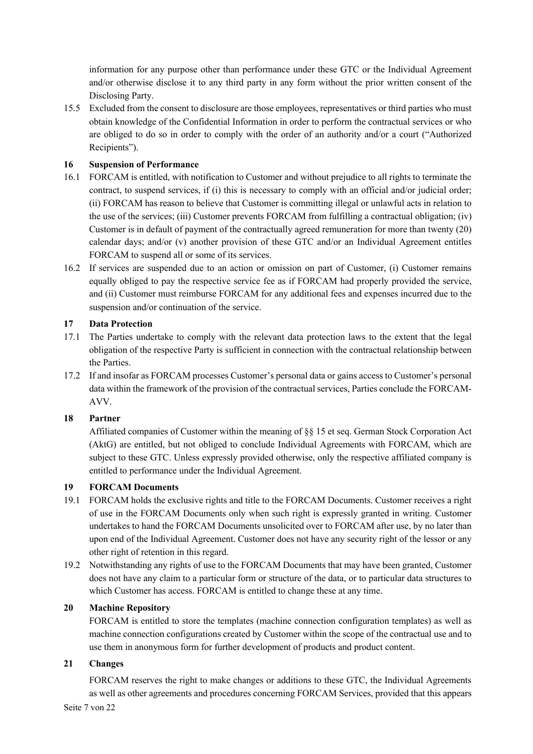information for any purpose other than performance under these GTC or the Individual Agreement and/or otherwise disclose it to any third party in any form without the prior written consent of the Disclosing Party.

15.5 Excluded from the consent to disclosure are those employees, representatives or third parties who must obtain knowledge of the Confidential Information in order to perform the contractual services or who are obliged to do so in order to comply with the order of an authority and/or a court ("Authorized Recipients").

## 16 Suspension of Performance

16.1 FORCAM is entitled, with notification to Customer and without prejudice to all rights to terminate the contract, to suspend services, if (i) this is necessary to comply with an official and/or judicial order; (ii) FORCAM has reason to believe that Customer is committing illegal or unlawful acts in relation to the use of the services; (iii) Customer prevents FORCAM from fulfilling a contractual obligation; (iv) Customer is in default of payment of the contractually agreed remuneration for more than twenty (20) calendar days; and/or (v) another provision of these GTC and/or an Individual Agreement entitles FORCAM to suspend all or some of its services.

16.2 If services are suspended due to an action or omission on part of Customer, (i) Customer remains equally obliged to pay the respective service fee as if FORCAM had properly provided the service, and (ii) Customer must reimburse FORCAM for any additional fees and expenses incurred due to the suspension and/or continuation of the service.

## 17 Data Protection

17.1 The Parties undertake to comply with the relevant data protection laws to the extent that the legal obligation of the respective Party is sufficient in connection with the contractual relationship between the Parties.

17.2 If and insofar as FORCAM processes Customer's personal data or gains access to Customer's personal data within the framework of the provision of the contractual services, Parties conclude the FORCAM-AVV.

## 18 Partner

Affiliated companies of Customer within the meaning of §§ 15 et seq. German Stock Corporation Act (AktG) are entitled, but not obliged to conclude Individual Agreements with FORCAM, which are subject to these GTC. Unless expressly provided otherwise, only the respective affiliated company is entitled to performance under the Individual Agreement.

## 19 FORCAM Documents

19.1 FORCAM holds the exclusive rights and title to the FORCAM Documents. Customer receives a right of use in the FORCAM Documents only when such right is expressly granted in writing. Customer undertakes to hand the FORCAM Documents unsolicited over to FORCAM after use, by no later than upon end of the Individual Agreement. Customer does not have any security right of the lessor or any other right of retention in this regard.

19.2 Notwithstanding any rights of use to the FORCAM Documents that may have been granted, Customer does not have any claim to a particular form or structure of the data, or to particular data structures to which Customer has access. FORCAM is entitled to change these at any time.

## 20 Machine Repository

FORCAM is entitled to store the templates (machine connection configuration templates) as well as machine connection configurations created by Customer within the scope of the contractual use and to use them in anonymous form for further development of products and product content.

## 21 Changes

FORCAM reserves the right to make changes or additions to these GTC, the Individual Agreements as well as other agreements and procedures concerning FORCAM Services, provided that this appears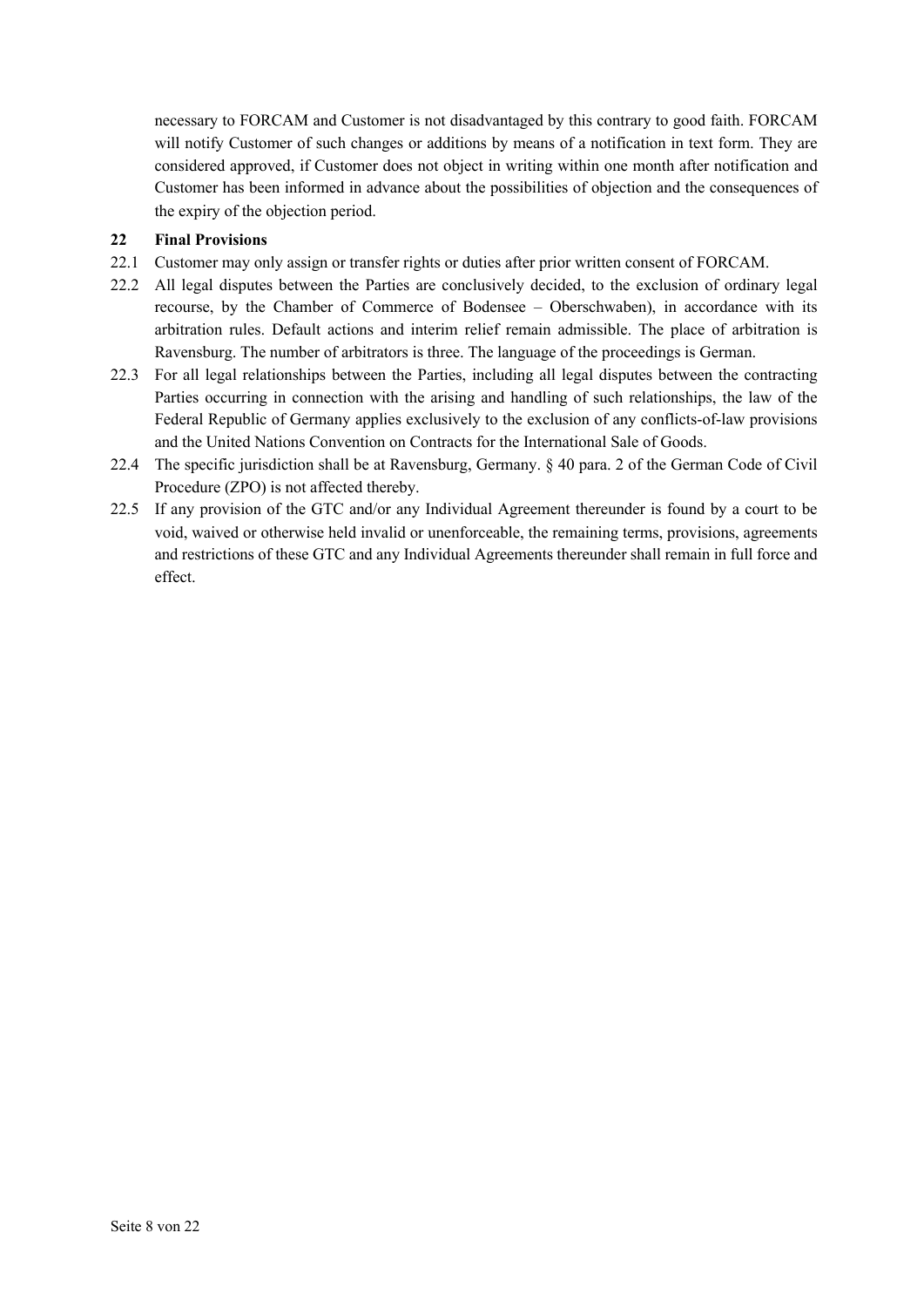necessary to FORCAM and Customer is not disadvantaged by this contrary to good faith. FORCAM will notify Customer of such changes or additions by means of a notification in text form. They are considered approved, if Customer does not object in writing within one month after notification and Customer has been informed in advance about the possibilities of objection and the consequences of the expiry of the objection period.

## 22 Final Provisions

22.1 Customer may only assign or transfer rights or duties after prior written consent of FORCAM.

22.2 All legal disputes between the Parties are conclusively decided, to the exclusion of ordinary legal recourse, by the Chamber of Commerce of Bodensee – Oberschwaben), in accordance with its arbitration rules. Default actions and interim relief remain admissible. The place of arbitration is Ravensburg. The number of arbitrators is three. The language of the proceedings is German.

22.3 For all legal relationships between the Parties, including all legal disputes between the contracting Parties occurring in connection with the arising and handling of such relationships, the law of the Federal Republic of Germany applies exclusively to the exclusion of any conflicts-of-law provisions and the United Nations Convention on Contracts for the International Sale of Goods.

22.4 The specific jurisdiction shall be at Ravensburg, Germany. § 40 para. 2 of the German Code of Civil Procedure (ZPO) is not affected thereby.

22.5 If any provision of the GTC and/or any Individual Agreement thereunder is found by a court to be void, waived or otherwise held invalid or unenforceable, the remaining terms, provisions, agreements and restrictions of these GTC and any Individual Agreements thereunder shall remain in full force and effect.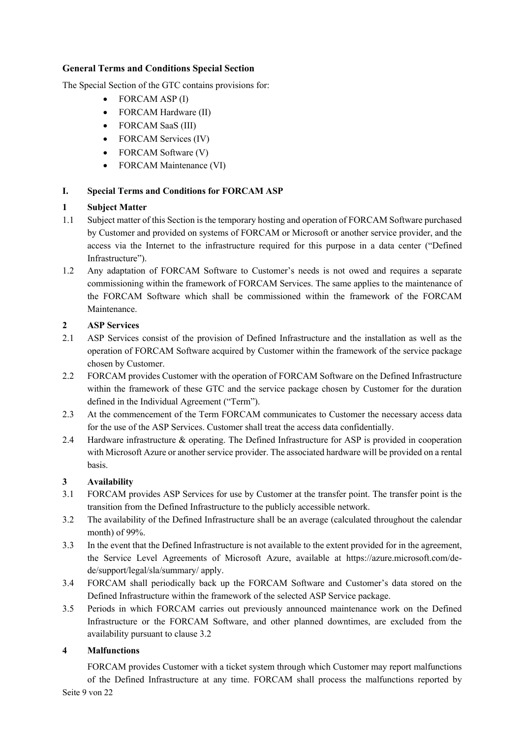## General Terms and Conditions Special Section

The Special Section of the GTC contains provisions for:

- FORCAM ASP (I)
- FORCAM Hardware (II)
- FORCAM SaaS (III)
- FORCAM Services (IV)
- FORCAM Software (V)
- FORCAM Maintenance (VI)

## I. Special Terms and Conditions for FORCAM ASP

### 1 Subject Matter

1.1 Subject matter of this Section is the temporary hosting and operation of FORCAM Software purchased by Customer and provided on systems of FORCAM or Microsoft or another service provider, and the access via the Internet to the infrastructure required for this purpose in a data center ("Defined Infrastructure").

1.2 Any adaptation of FORCAM Software to Customer's needs is not owed and requires a separate commissioning within the framework of FORCAM Services. The same applies to the maintenance of the FORCAM Software which shall be commissioned within the framework of the FORCAM Maintenance.

### 2 ASP Services

2.1 ASP Services consist of the provision of Defined Infrastructure and the installation as well as the operation of FORCAM Software acquired by Customer within the framework of the service package chosen by Customer.

2.2 FORCAM provides Customer with the operation of FORCAM Software on the Defined Infrastructure within the framework of these GTC and the service package chosen by Customer for the duration defined in the Individual Agreement ("Term").

2.3 At the commencement of the Term FORCAM communicates to Customer the necessary access data for the use of the ASP Services. Customer shall treat the access data confidentially.

2.4 Hardware infrastructure & operating. The Defined Infrastructure for ASP is provided in cooperation with Microsoft Azure or another service provider. The associated hardware will be provided on a rental basis.

### 3 Availability

3.1 FORCAM provides ASP Services for use by Customer at the transfer point. The transfer point is the transition from the Defined Infrastructure to the publicly accessible network.

3.2 The availability of the Defined Infrastructure shall be an average (calculated throughout the calendar month) of 99%.

3.3 In the event that the Defined Infrastructure is not available to the extent provided for in the agreement, the Service Level Agreements of Microsoft Azure, available at https://azure.microsoft.com/de-de/support/legal/sla/summary/ apply.

3.4 FORCAM shall periodically back up the FORCAM Software and Customer's data stored on the Defined Infrastructure within the framework of the selected ASP Service package.

3.5 Periods in which FORCAM carries out previously announced maintenance work on the Defined Infrastructure or the FORCAM Software, and other planned downtimes, are excluded from the availability pursuant to clause 3.2

### 4 Malfunctions

FORCAM provides Customer with a ticket system through which Customer may report malfunctions of the Defined Infrastructure at any time. FORCAM shall process the malfunctions reported by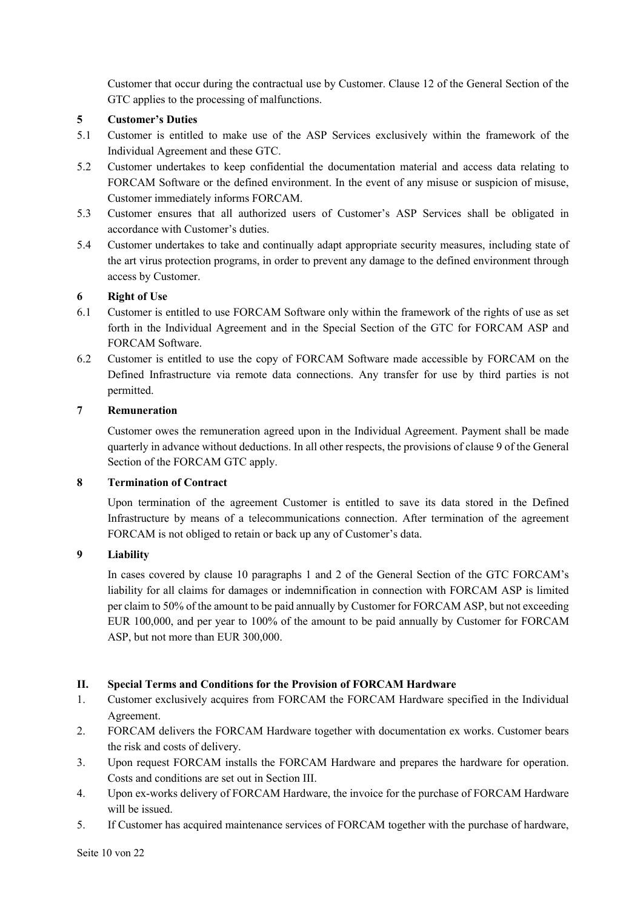Customer that occur during the contractual use by Customer. Clause 12 of the General Section of the GTC applies to the processing of malfunctions.

### 5 Customer's Duties

5.1 Customer is entitled to make use of the ASP Services exclusively within the framework of the Individual Agreement and these GTC.

5.2 Customer undertakes to keep confidential the documentation material and access data relating to FORCAM Software or the defined environment. In the event of any misuse or suspicion of misuse, Customer immediately informs FORCAM.

5.3 Customer ensures that all authorized users of Customer's ASP Services shall be obligated in accordance with Customer's duties.

5.4 Customer undertakes to take and continually adapt appropriate security measures, including state of the art virus protection programs, in order to prevent any damage to the defined environment through access by Customer.

### 6 Right of Use

6.1 Customer is entitled to use FORCAM Software only within the framework of the rights of use as set forth in the Individual Agreement and in the Special Section of the GTC for FORCAM ASP and FORCAM Software.

6.2 Customer is entitled to use the copy of FORCAM Software made accessible by FORCAM on the Defined Infrastructure via remote data connections. Any transfer for use by third parties is not permitted.

### 7 Remuneration

Customer owes the remuneration agreed upon in the Individual Agreement. Payment shall be made quarterly in advance without deductions. In all other respects, the provisions of clause 9 of the General Section of the FORCAM GTC apply.

### 8 Termination of Contract

Upon termination of the agreement Customer is entitled to save its data stored in the Defined Infrastructure by means of a telecommunications connection. After termination of the agreement FORCAM is not obliged to retain or back up any of Customer's data.

### 9 Liability

In cases covered by clause 10 paragraphs 1 and 2 of the General Section of the GTC FORCAM's liability for all claims for damages or indemnification in connection with FORCAM ASP is limited per claim to 50% of the amount to be paid annually by Customer for FORCAM ASP, but not exceeding EUR 100,000, and per year to 100% of the amount to be paid annually by Customer for FORCAM ASP, but not more than EUR 300,000.

## II. Special Terms and Conditions for the Provision of FORCAM Hardware

1. Customer exclusively acquires from FORCAM the FORCAM Hardware specified in the Individual Agreement.
2. FORCAM delivers the FORCAM Hardware together with documentation ex works. Customer bears the risk and costs of delivery.
3. Upon request FORCAM installs the FORCAM Hardware and prepares the hardware for operation. Costs and conditions are set out in Section III.
4. Upon ex-works delivery of FORCAM Hardware, the invoice for the purchase of FORCAM Hardware will be issued.
5. If Customer has acquired maintenance services of FORCAM together with the purchase of hardware,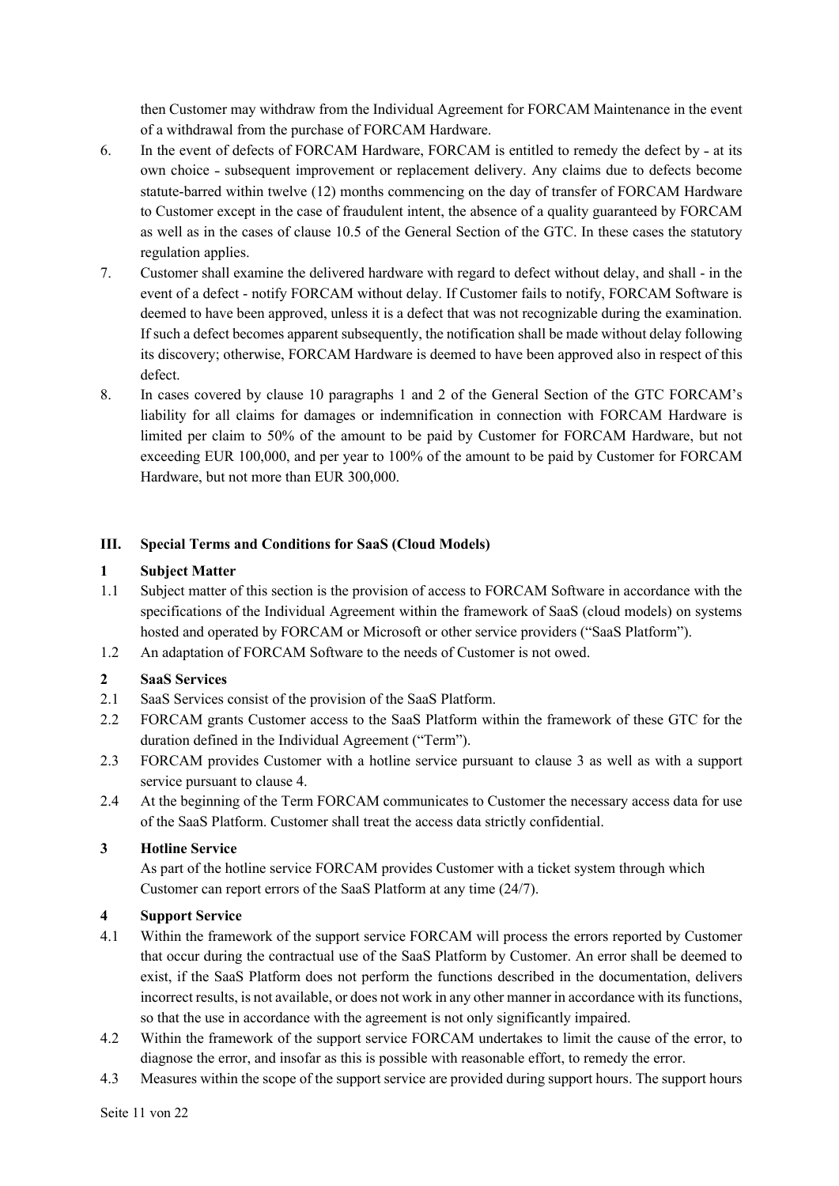then Customer may withdraw from the Individual Agreement for FORCAM Maintenance in the event of a withdrawal from the purchase of FORCAM Hardware.

6. In the event of defects of FORCAM Hardware, FORCAM is entitled to remedy the defect by - at its own choice - subsequent improvement or replacement delivery. Any claims due to defects become statute-barred within twelve (12) months commencing on the day of transfer of FORCAM Hardware to Customer except in the case of fraudulent intent, the absence of a quality guaranteed by FORCAM as well as in the cases of clause 10.5 of the General Section of the GTC. In these cases the statutory regulation applies.
7. Customer shall examine the delivered hardware with regard to defect without delay, and shall - in the event of a defect - notify FORCAM without delay. If Customer fails to notify, FORCAM Software is deemed to have been approved, unless it is a defect that was not recognizable during the examination. If such a defect becomes apparent subsequently, the notification shall be made without delay following its discovery; otherwise, FORCAM Hardware is deemed to have been approved also in respect of this defect.
8. In cases covered by clause 10 paragraphs 1 and 2 of the General Section of the GTC FORCAM's liability for all claims for damages or indemnification in connection with FORCAM Hardware is limited per claim to 50% of the amount to be paid by Customer for FORCAM Hardware, but not exceeding EUR 100,000, and per year to 100% of the amount to be paid by Customer for FORCAM Hardware, but not more than EUR 300,000.

## III. Special Terms and Conditions for SaaS (Cloud Models)

### 1 Subject Matter

1.1 Subject matter of this section is the provision of access to FORCAM Software in accordance with the specifications of the Individual Agreement within the framework of SaaS (cloud models) on systems hosted and operated by FORCAM or Microsoft or other service providers ("SaaS Platform").

1.2 An adaptation of FORCAM Software to the needs of Customer is not owed.

### 2 SaaS Services

2.1 SaaS Services consist of the provision of the SaaS Platform.

2.2 FORCAM grants Customer access to the SaaS Platform within the framework of these GTC for the duration defined in the Individual Agreement ("Term").

2.3 FORCAM provides Customer with a hotline service pursuant to clause 3 as well as with a support service pursuant to clause 4.

2.4 At the beginning of the Term FORCAM communicates to Customer the necessary access data for use of the SaaS Platform. Customer shall treat the access data strictly confidential.

### 3 Hotline Service

As part of the hotline service FORCAM provides Customer with a ticket system through which Customer can report errors of the SaaS Platform at any time (24/7).

### 4 Support Service

4.1 Within the framework of the support service FORCAM will process the errors reported by Customer that occur during the contractual use of the SaaS Platform by Customer. An error shall be deemed to exist, if the SaaS Platform does not perform the functions described in the documentation, delivers incorrect results, is not available, or does not work in any other manner in accordance with its functions, so that the use in accordance with the agreement is not only significantly impaired.

4.2 Within the framework of the support service FORCAM undertakes to limit the cause of the error, to diagnose the error, and insofar as this is possible with reasonable effort, to remedy the error.

4.3 Measures within the scope of the support service are provided during support hours. The support hours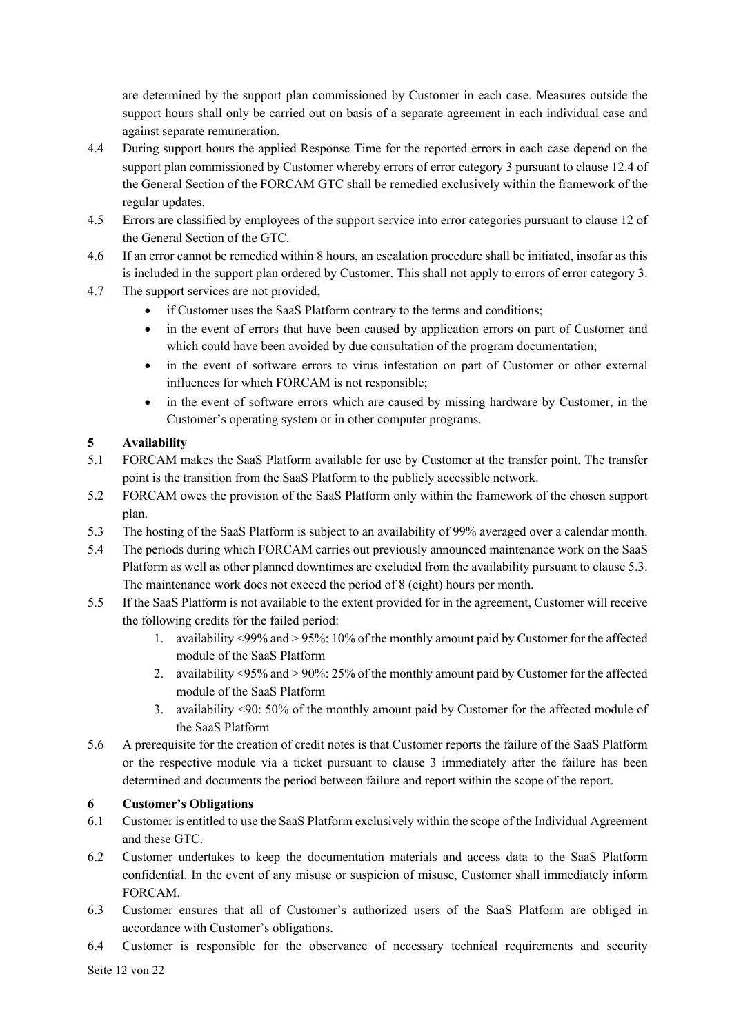are determined by the support plan commissioned by Customer in each case. Measures outside the support hours shall only be carried out on basis of a separate agreement in each individual case and against separate remuneration.

4.4 During support hours the applied Response Time for the reported errors in each case depend on the support plan commissioned by Customer whereby errors of error category 3 pursuant to clause 12.4 of the General Section of the FORCAM GTC shall be remedied exclusively within the framework of the regular updates.

4.5 Errors are classified by employees of the support service into error categories pursuant to clause 12 of the General Section of the GTC.

4.6 If an error cannot be remedied within 8 hours, an escalation procedure shall be initiated, insofar as this is included in the support plan ordered by Customer. This shall not apply to errors of error category 3.

4.7 The support services are not provided,

- if Customer uses the SaaS Platform contrary to the terms and conditions;
- in the event of errors that have been caused by application errors on part of Customer and which could have been avoided by due consultation of the program documentation;
- in the event of software errors to virus infestation on part of Customer or other external influences for which FORCAM is not responsible;
- in the event of software errors which are caused by missing hardware by Customer, in the Customer's operating system or in other computer programs.

## 5 Availability

5.1 FORCAM makes the SaaS Platform available for use by Customer at the transfer point. The transfer point is the transition from the SaaS Platform to the publicly accessible network.

5.2 FORCAM owes the provision of the SaaS Platform only within the framework of the chosen support plan.

5.3 The hosting of the SaaS Platform is subject to an availability of 99% averaged over a calendar month.

5.4 The periods during which FORCAM carries out previously announced maintenance work on the SaaS Platform as well as other planned downtimes are excluded from the availability pursuant to clause 5.3. The maintenance work does not exceed the period of 8 (eight) hours per month.

5.5 If the SaaS Platform is not available to the extent provided for in the agreement, Customer will receive the following credits for the failed period:

1. availability <99% and > 95%: 10% of the monthly amount paid by Customer for the affected module of the SaaS Platform
2. availability <95% and > 90%: 25% of the monthly amount paid by Customer for the affected module of the SaaS Platform
3. availability <90: 50% of the monthly amount paid by Customer for the affected module of the SaaS Platform

5.6 A prerequisite for the creation of credit notes is that Customer reports the failure of the SaaS Platform or the respective module via a ticket pursuant to clause 3 immediately after the failure has been determined and documents the period between failure and report within the scope of the report.

## 6 Customer's Obligations

6.1 Customer is entitled to use the SaaS Platform exclusively within the scope of the Individual Agreement and these GTC.

6.2 Customer undertakes to keep the documentation materials and access data to the SaaS Platform confidential. In the event of any misuse or suspicion of misuse, Customer shall immediately inform FORCAM.

6.3 Customer ensures that all of Customer's authorized users of the SaaS Platform are obliged in accordance with Customer's obligations.

6.4 Customer is responsible for the observance of necessary technical requirements and security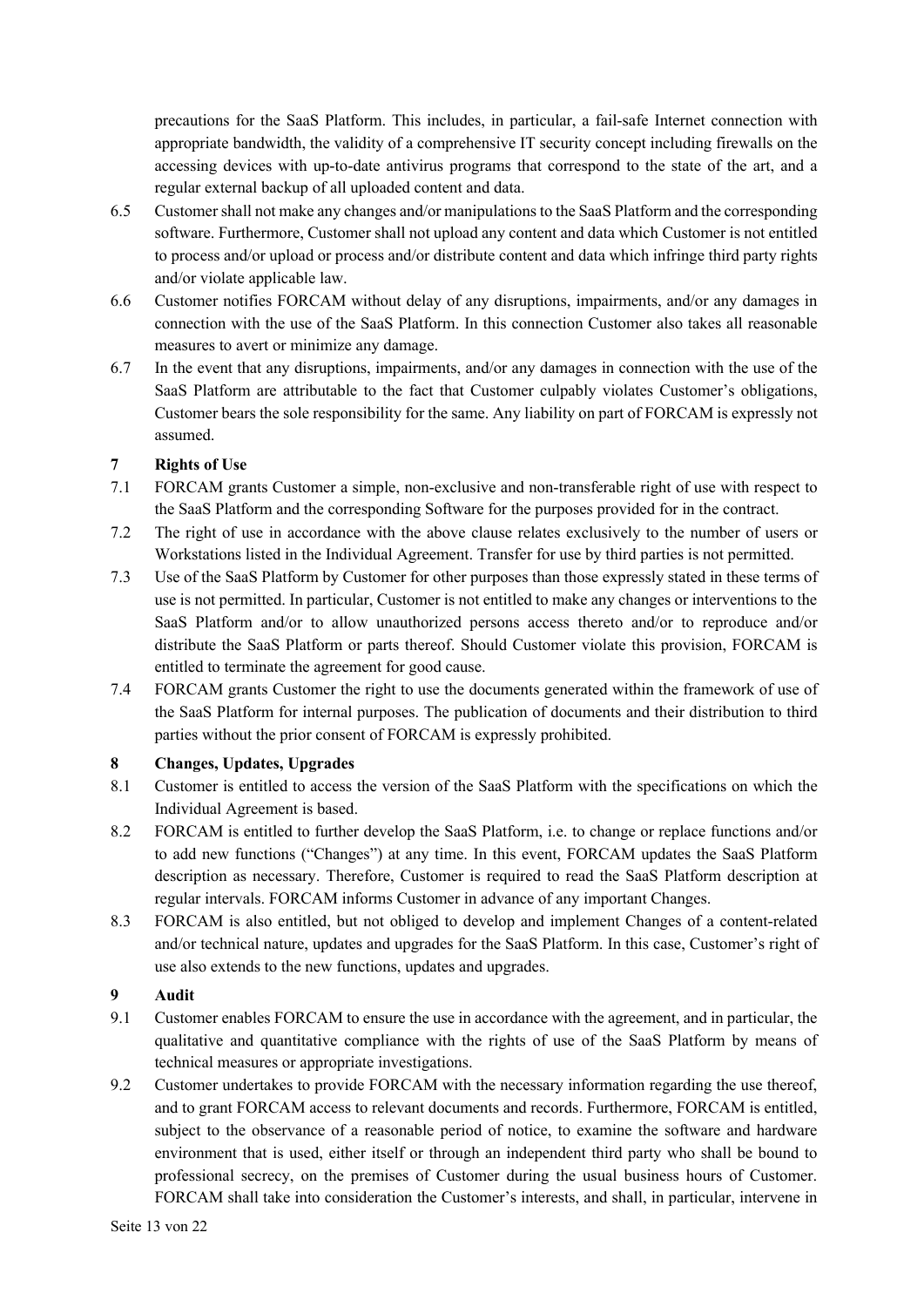precautions for the SaaS Platform. This includes, in particular, a fail-safe Internet connection with appropriate bandwidth, the validity of a comprehensive IT security concept including firewalls on the accessing devices with up-to-date antivirus programs that correspond to the state of the art, and a regular external backup of all uploaded content and data.

6.5 Customer shall not make any changes and/or manipulations to the SaaS Platform and the corresponding software. Furthermore, Customer shall not upload any content and data which Customer is not entitled to process and/or upload or process and/or distribute content and data which infringe third party rights and/or violate applicable law.

6.6 Customer notifies FORCAM without delay of any disruptions, impairments, and/or any damages in connection with the use of the SaaS Platform. In this connection Customer also takes all reasonable measures to avert or minimize any damage.

6.7 In the event that any disruptions, impairments, and/or any damages in connection with the use of the SaaS Platform are attributable to the fact that Customer culpably violates Customer's obligations, Customer bears the sole responsibility for the same. Any liability on part of FORCAM is expressly not assumed.

## 7 Rights of Use

7.1 FORCAM grants Customer a simple, non-exclusive and non-transferable right of use with respect to the SaaS Platform and the corresponding Software for the purposes provided for in the contract.

7.2 The right of use in accordance with the above clause relates exclusively to the number of users or Workstations listed in the Individual Agreement. Transfer for use by third parties is not permitted.

7.3 Use of the SaaS Platform by Customer for other purposes than those expressly stated in these terms of use is not permitted. In particular, Customer is not entitled to make any changes or interventions to the SaaS Platform and/or to allow unauthorized persons access thereto and/or to reproduce and/or distribute the SaaS Platform or parts thereof. Should Customer violate this provision, FORCAM is entitled to terminate the agreement for good cause.

7.4 FORCAM grants Customer the right to use the documents generated within the framework of use of the SaaS Platform for internal purposes. The publication of documents and their distribution to third parties without the prior consent of FORCAM is expressly prohibited.

## 8 Changes, Updates, Upgrades

8.1 Customer is entitled to access the version of the SaaS Platform with the specifications on which the Individual Agreement is based.

8.2 FORCAM is entitled to further develop the SaaS Platform, i.e. to change or replace functions and/or to add new functions ("Changes") at any time. In this event, FORCAM updates the SaaS Platform description as necessary. Therefore, Customer is required to read the SaaS Platform description at regular intervals. FORCAM informs Customer in advance of any important Changes.

8.3 FORCAM is also entitled, but not obliged to develop and implement Changes of a content-related and/or technical nature, updates and upgrades for the SaaS Platform. In this case, Customer's right of use also extends to the new functions, updates and upgrades.

## 9 Audit

9.1 Customer enables FORCAM to ensure the use in accordance with the agreement, and in particular, the qualitative and quantitative compliance with the rights of use of the SaaS Platform by means of technical measures or appropriate investigations.

9.2 Customer undertakes to provide FORCAM with the necessary information regarding the use thereof, and to grant FORCAM access to relevant documents and records. Furthermore, FORCAM is entitled, subject to the observance of a reasonable period of notice, to examine the software and hardware environment that is used, either itself or through an independent third party who shall be bound to professional secrecy, on the premises of Customer during the usual business hours of Customer. FORCAM shall take into consideration the Customer's interests, and shall, in particular, intervene in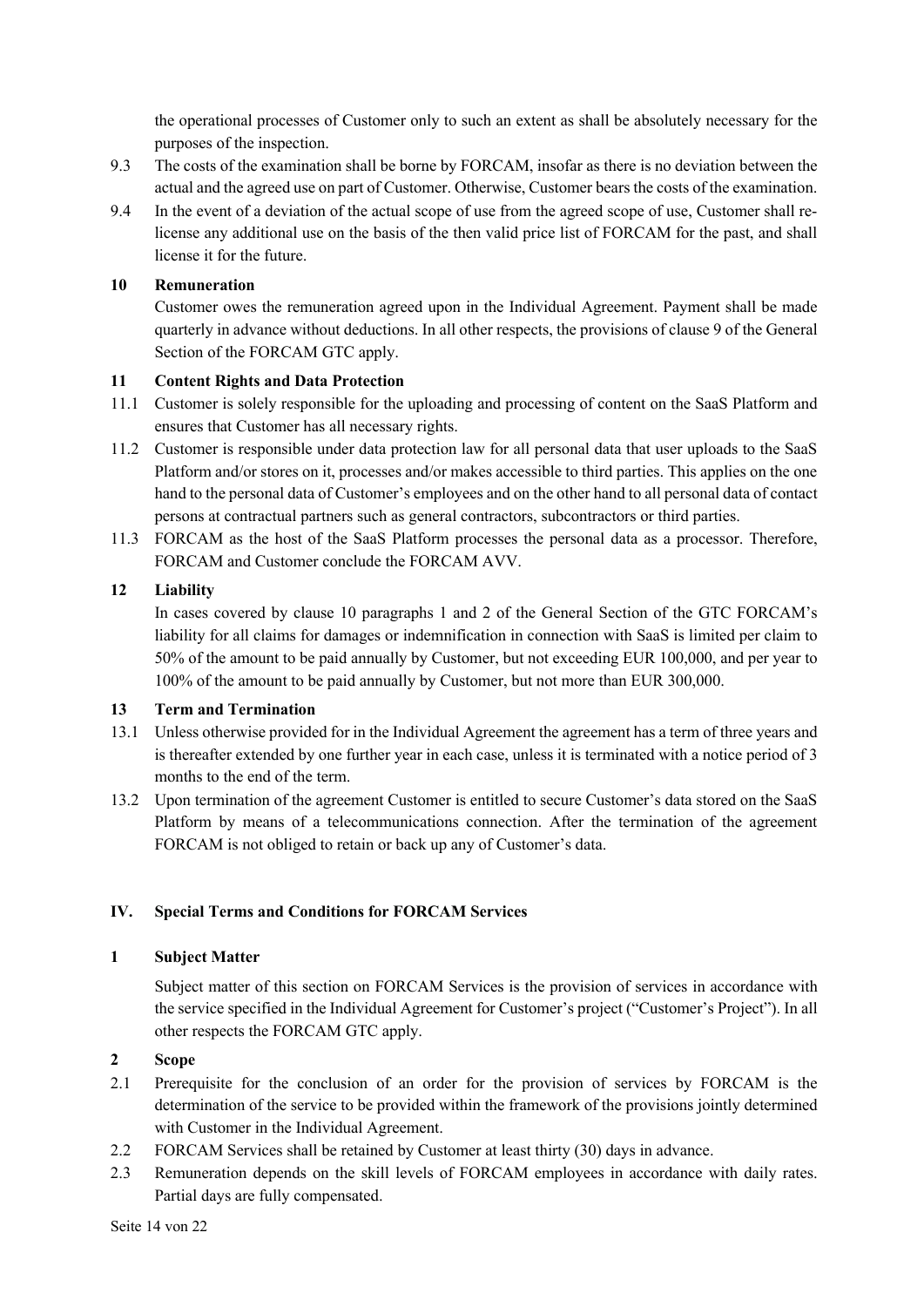the operational processes of Customer only to such an extent as shall be absolutely necessary for the purposes of the inspection.

9.3 The costs of the examination shall be borne by FORCAM, insofar as there is no deviation between the actual and the agreed use on part of Customer. Otherwise, Customer bears the costs of the examination.

9.4 In the event of a deviation of the actual scope of use from the agreed scope of use, Customer shall re-license any additional use on the basis of the then valid price list of FORCAM for the past, and shall license it for the future.

### 10 Remuneration

Customer owes the remuneration agreed upon in the Individual Agreement. Payment shall be made quarterly in advance without deductions. In all other respects, the provisions of clause 9 of the General Section of the FORCAM GTC apply.

### 11 Content Rights and Data Protection

11.1 Customer is solely responsible for the uploading and processing of content on the SaaS Platform and ensures that Customer has all necessary rights.

11.2 Customer is responsible under data protection law for all personal data that user uploads to the SaaS Platform and/or stores on it, processes and/or makes accessible to third parties. This applies on the one hand to the personal data of Customer's employees and on the other hand to all personal data of contact persons at contractual partners such as general contractors, subcontractors or third parties.

11.3 FORCAM as the host of the SaaS Platform processes the personal data as a processor. Therefore, FORCAM and Customer conclude the FORCAM AVV.

### 12 Liability

In cases covered by clause 10 paragraphs 1 and 2 of the General Section of the GTC FORCAM's liability for all claims for damages or indemnification in connection with SaaS is limited per claim to 50% of the amount to be paid annually by Customer, but not exceeding EUR 100,000, and per year to 100% of the amount to be paid annually by Customer, but not more than EUR 300,000.

### 13 Term and Termination

13.1 Unless otherwise provided for in the Individual Agreement the agreement has a term of three years and is thereafter extended by one further year in each case, unless it is terminated with a notice period of 3 months to the end of the term.

13.2 Upon termination of the agreement Customer is entitled to secure Customer's data stored on the SaaS Platform by means of a telecommunications connection. After the termination of the agreement FORCAM is not obliged to retain or back up any of Customer's data.

## IV. Special Terms and Conditions for FORCAM Services

### 1 Subject Matter

Subject matter of this section on FORCAM Services is the provision of services in accordance with the service specified in the Individual Agreement for Customer's project ("Customer's Project"). In all other respects the FORCAM GTC apply.

### 2 Scope

2.1 Prerequisite for the conclusion of an order for the provision of services by FORCAM is the determination of the service to be provided within the framework of the provisions jointly determined with Customer in the Individual Agreement.

2.2 FORCAM Services shall be retained by Customer at least thirty (30) days in advance.

2.3 Remuneration depends on the skill levels of FORCAM employees in accordance with daily rates. Partial days are fully compensated.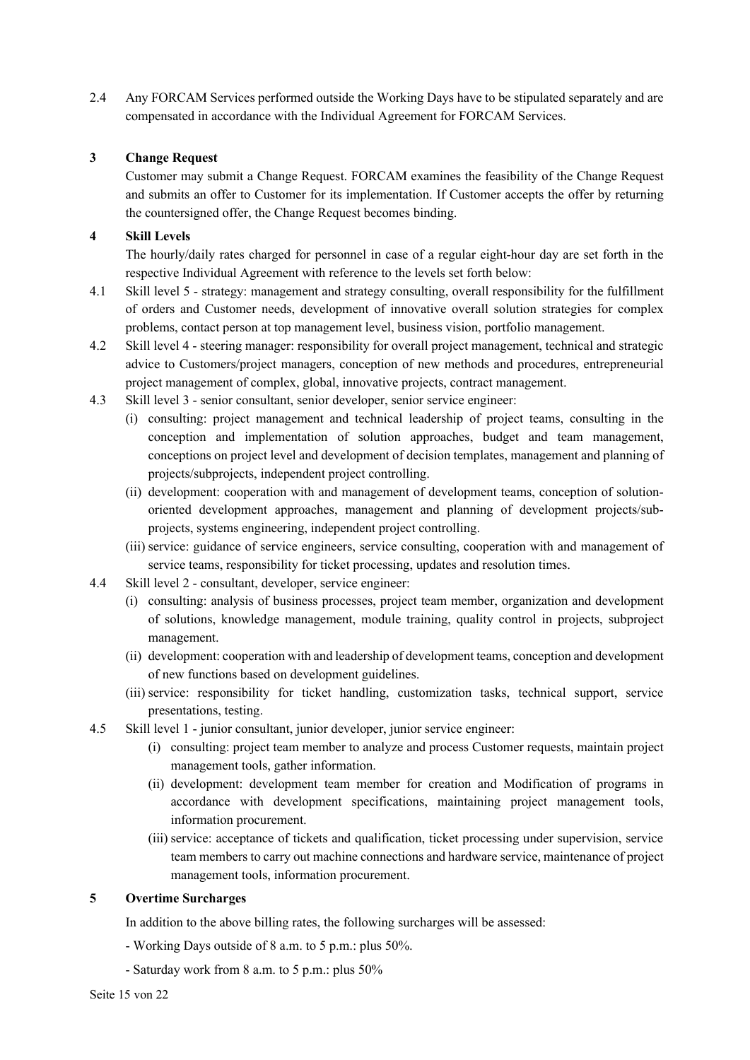2.4 Any FORCAM Services performed outside the Working Days have to be stipulated separately and are compensated in accordance with the Individual Agreement for FORCAM Services.

## 3 Change Request

Customer may submit a Change Request. FORCAM examines the feasibility of the Change Request and submits an offer to Customer for its implementation. If Customer accepts the offer by returning the countersigned offer, the Change Request becomes binding.

## 4 Skill Levels

The hourly/daily rates charged for personnel in case of a regular eight-hour day are set forth in the respective Individual Agreement with reference to the levels set forth below:

4.1 Skill level 5 - strategy: management and strategy consulting, overall responsibility for the fulfillment of orders and Customer needs, development of innovative overall solution strategies for complex problems, contact person at top management level, business vision, portfolio management.

4.2 Skill level 4 - steering manager: responsibility for overall project management, technical and strategic advice to Customers/project managers, conception of new methods and procedures, entrepreneurial project management of complex, global, innovative projects, contract management.

4.3 Skill level 3 - senior consultant, senior developer, senior service engineer:

(i) consulting: project management and technical leadership of project teams, consulting in the conception and implementation of solution approaches, budget and team management, conceptions on project level and development of decision templates, management and planning of projects/subprojects, independent project controlling.

(ii) development: cooperation with and management of development teams, conception of solution-oriented development approaches, management and planning of development projects/sub-projects, systems engineering, independent project controlling.

(iii) service: guidance of service engineers, service consulting, cooperation with and management of service teams, responsibility for ticket processing, updates and resolution times.

4.4 Skill level 2 - consultant, developer, service engineer:

(i) consulting: analysis of business processes, project team member, organization and development of solutions, knowledge management, module training, quality control in projects, subproject management.

(ii) development: cooperation with and leadership of development teams, conception and development of new functions based on development guidelines.

(iii) service: responsibility for ticket handling, customization tasks, technical support, service presentations, testing.

4.5 Skill level 1 - junior consultant, junior developer, junior service engineer:

(i) consulting: project team member to analyze and process Customer requests, maintain project management tools, gather information.

(ii) development: development team member for creation and Modification of programs in accordance with development specifications, maintaining project management tools, information procurement.

(iii) service: acceptance of tickets and qualification, ticket processing under supervision, service team members to carry out machine connections and hardware service, maintenance of project management tools, information procurement.

## 5 Overtime Surcharges

In addition to the above billing rates, the following surcharges will be assessed:

- Working Days outside of 8 a.m. to 5 p.m.: plus 50%.

- Saturday work from 8 a.m. to 5 p.m.: plus 50%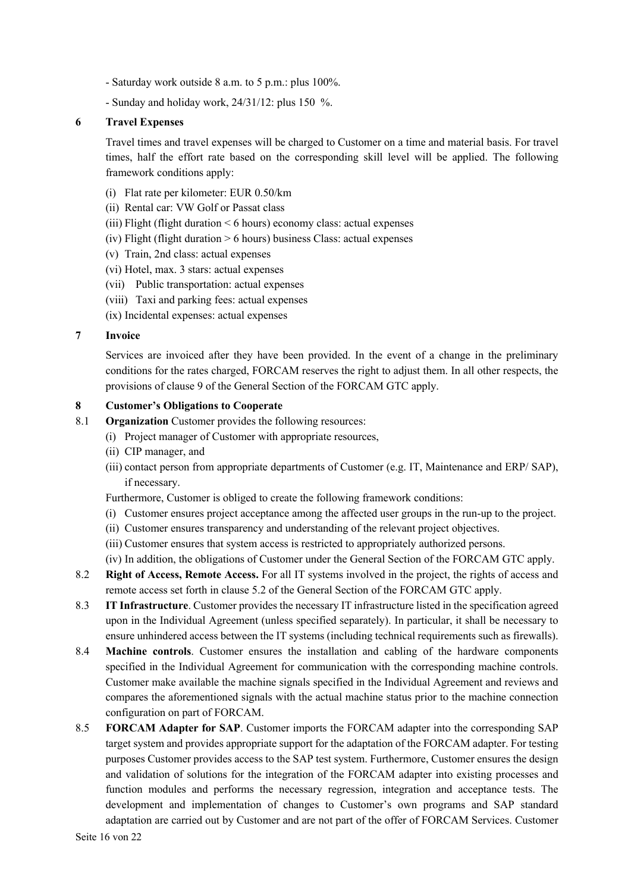- Saturday work outside 8 a.m. to 5 p.m.: plus 100%.

- Sunday and holiday work, 24/31/12: plus 150 %.

## 6 Travel Expenses

Travel times and travel expenses will be charged to Customer on a time and material basis. For travel times, half the effort rate based on the corresponding skill level will be applied. The following framework conditions apply:

(i) Flat rate per kilometer: EUR 0.50/km

(ii) Rental car: VW Golf or Passat class

(iii) Flight (flight duration < 6 hours) economy class: actual expenses

(iv) Flight (flight duration > 6 hours) business Class: actual expenses

(v) Train, 2nd class: actual expenses

(vi) Hotel, max. 3 stars: actual expenses

(vii) Public transportation: actual expenses

(viii) Taxi and parking fees: actual expenses

(ix) Incidental expenses: actual expenses

## 7 Invoice

Services are invoiced after they have been provided. In the event of a change in the preliminary conditions for the rates charged, FORCAM reserves the right to adjust them. In all other respects, the provisions of clause 9 of the General Section of the FORCAM GTC apply.

## 8 Customer's Obligations to Cooperate

8.1 **Organization** Customer provides the following resources:

(i) Project manager of Customer with appropriate resources,

(ii) CIP manager, and

(iii) contact person from appropriate departments of Customer (e.g. IT, Maintenance and ERP/ SAP), if necessary.

Furthermore, Customer is obliged to create the following framework conditions:

(i) Customer ensures project acceptance among the affected user groups in the run-up to the project.

(ii) Customer ensures transparency and understanding of the relevant project objectives.

(iii) Customer ensures that system access is restricted to appropriately authorized persons.

(iv) In addition, the obligations of Customer under the General Section of the FORCAM GTC apply.

8.2 **Right of Access, Remote Access.** For all IT systems involved in the project, the rights of access and remote access set forth in clause 5.2 of the General Section of the FORCAM GTC apply.

8.3 **IT Infrastructure**. Customer provides the necessary IT infrastructure listed in the specification agreed upon in the Individual Agreement (unless specified separately). In particular, it shall be necessary to ensure unhindered access between the IT systems (including technical requirements such as firewalls).

8.4 **Machine controls**. Customer ensures the installation and cabling of the hardware components specified in the Individual Agreement for communication with the corresponding machine controls. Customer make available the machine signals specified in the Individual Agreement and reviews and compares the aforementioned signals with the actual machine status prior to the machine connection configuration on part of FORCAM.

8.5 **FORCAM Adapter for SAP**. Customer imports the FORCAM adapter into the corresponding SAP target system and provides appropriate support for the adaptation of the FORCAM adapter. For testing purposes Customer provides access to the SAP test system. Furthermore, Customer ensures the design and validation of solutions for the integration of the FORCAM adapter into existing processes and function modules and performs the necessary regression, integration and acceptance tests. The development and implementation of changes to Customer's own programs and SAP standard adaptation are carried out by Customer and are not part of the offer of FORCAM Services. Customer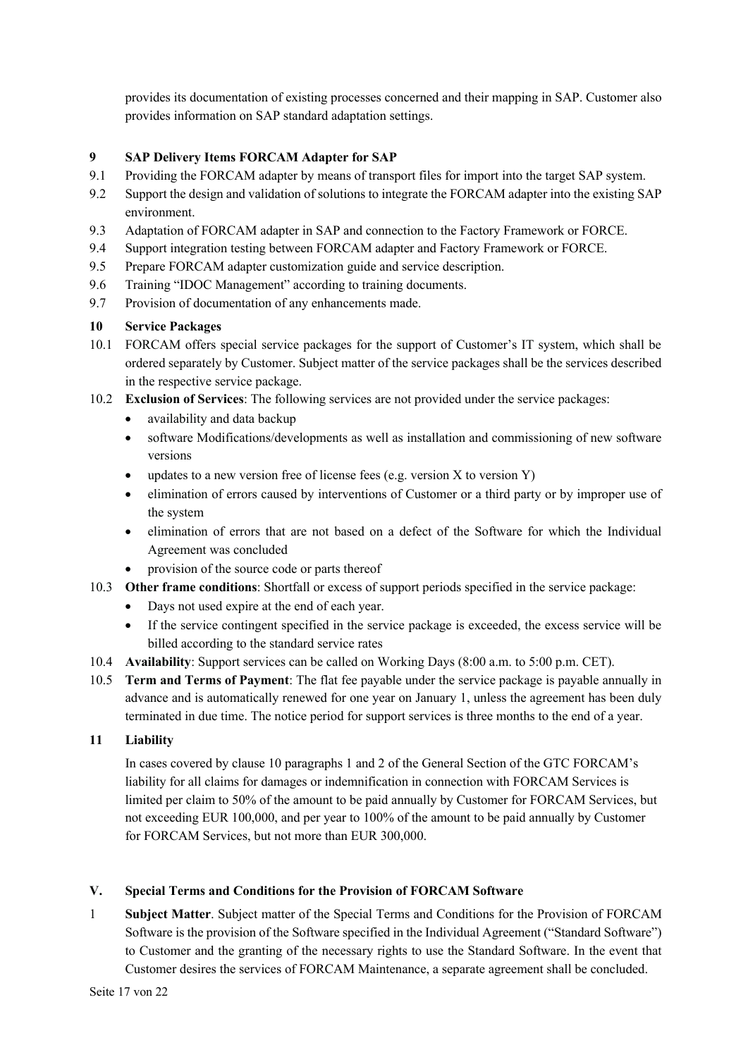provides its documentation of existing processes concerned and their mapping in SAP. Customer also provides information on SAP standard adaptation settings.

**9 SAP Delivery Items FORCAM Adapter for SAP**

9.1 Providing the FORCAM adapter by means of transport files for import into the target SAP system.

9.2 Support the design and validation of solutions to integrate the FORCAM adapter into the existing SAP environment.

9.3 Adaptation of FORCAM adapter in SAP and connection to the Factory Framework or FORCE.

9.4 Support integration testing between FORCAM adapter and Factory Framework or FORCE.

9.5 Prepare FORCAM adapter customization guide and service description.

9.6 Training "IDOC Management" according to training documents.

9.7 Provision of documentation of any enhancements made.

**10 Service Packages**

10.1 FORCAM offers special service packages for the support of Customer's IT system, which shall be ordered separately by Customer. Subject matter of the service packages shall be the services described in the respective service package.

10.2 **Exclusion of Services**: The following services are not provided under the service packages:

- availability and data backup
- software Modifications/developments as well as installation and commissioning of new software versions
- updates to a new version free of license fees (e.g. version X to version Y)
- elimination of errors caused by interventions of Customer or a third party or by improper use of the system
- elimination of errors that are not based on a defect of the Software for which the Individual Agreement was concluded
- provision of the source code or parts thereof

10.3 **Other frame conditions**: Shortfall or excess of support periods specified in the service package:

- Days not used expire at the end of each year.
- If the service contingent specified in the service package is exceeded, the excess service will be billed according to the standard service rates

10.4 **Availability**: Support services can be called on Working Days (8:00 a.m. to 5:00 p.m. CET).

10.5 **Term and Terms of Payment**: The flat fee payable under the service package is payable annually in advance and is automatically renewed for one year on January 1, unless the agreement has been duly terminated in due time. The notice period for support services is three months to the end of a year.

**11 Liability**

In cases covered by clause 10 paragraphs 1 and 2 of the General Section of the GTC FORCAM's liability for all claims for damages or indemnification in connection with FORCAM Services is limited per claim to 50% of the amount to be paid annually by Customer for FORCAM Services, but not exceeding EUR 100,000, and per year to 100% of the amount to be paid annually by Customer for FORCAM Services, but not more than EUR 300,000.

## V. Special Terms and Conditions for the Provision of FORCAM Software

1 **Subject Matter**. Subject matter of the Special Terms and Conditions for the Provision of FORCAM Software is the provision of the Software specified in the Individual Agreement ("Standard Software") to Customer and the granting of the necessary rights to use the Standard Software. In the event that Customer desires the services of FORCAM Maintenance, a separate agreement shall be concluded.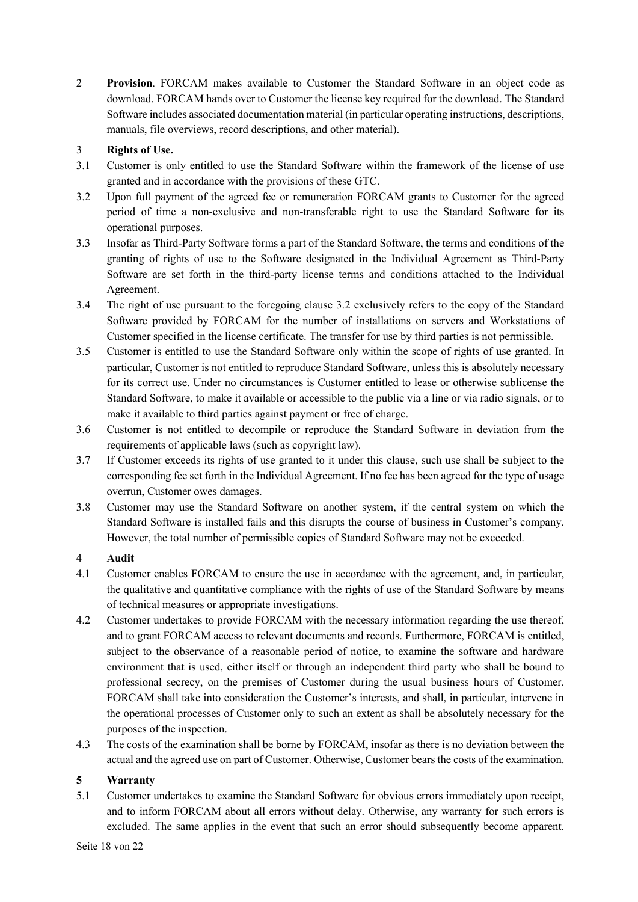2 **Provision**. FORCAM makes available to Customer the Standard Software in an object code as download. FORCAM hands over to Customer the license key required for the download. The Standard Software includes associated documentation material (in particular operating instructions, descriptions, manuals, file overviews, record descriptions, and other material).

3 **Rights of Use.**

3.1 Customer is only entitled to use the Standard Software within the framework of the license of use granted and in accordance with the provisions of these GTC.

3.2 Upon full payment of the agreed fee or remuneration FORCAM grants to Customer for the agreed period of time a non-exclusive and non-transferable right to use the Standard Software for its operational purposes.

3.3 Insofar as Third-Party Software forms a part of the Standard Software, the terms and conditions of the granting of rights of use to the Software designated in the Individual Agreement as Third-Party Software are set forth in the third-party license terms and conditions attached to the Individual Agreement.

3.4 The right of use pursuant to the foregoing clause 3.2 exclusively refers to the copy of the Standard Software provided by FORCAM for the number of installations on servers and Workstations of Customer specified in the license certificate. The transfer for use by third parties is not permissible.

3.5 Customer is entitled to use the Standard Software only within the scope of rights of use granted. In particular, Customer is not entitled to reproduce Standard Software, unless this is absolutely necessary for its correct use. Under no circumstances is Customer entitled to lease or otherwise sublicense the Standard Software, to make it available or accessible to the public via a line or via radio signals, or to make it available to third parties against payment or free of charge.

3.6 Customer is not entitled to decompile or reproduce the Standard Software in deviation from the requirements of applicable laws (such as copyright law).

3.7 If Customer exceeds its rights of use granted to it under this clause, such use shall be subject to the corresponding fee set forth in the Individual Agreement. If no fee has been agreed for the type of usage overrun, Customer owes damages.

3.8 Customer may use the Standard Software on another system, if the central system on which the Standard Software is installed fails and this disrupts the course of business in Customer's company. However, the total number of permissible copies of Standard Software may not be exceeded.

4 **Audit**

4.1 Customer enables FORCAM to ensure the use in accordance with the agreement, and, in particular, the qualitative and quantitative compliance with the rights of use of the Standard Software by means of technical measures or appropriate investigations.

4.2 Customer undertakes to provide FORCAM with the necessary information regarding the use thereof, and to grant FORCAM access to relevant documents and records. Furthermore, FORCAM is entitled, subject to the observance of a reasonable period of notice, to examine the software and hardware environment that is used, either itself or through an independent third party who shall be bound to professional secrecy, on the premises of Customer during the usual business hours of Customer. FORCAM shall take into consideration the Customer's interests, and shall, in particular, intervene in the operational processes of Customer only to such an extent as shall be absolutely necessary for the purposes of the inspection.

4.3 The costs of the examination shall be borne by FORCAM, insofar as there is no deviation between the actual and the agreed use on part of Customer. Otherwise, Customer bears the costs of the examination.

**5 Warranty**

5.1 Customer undertakes to examine the Standard Software for obvious errors immediately upon receipt, and to inform FORCAM about all errors without delay. Otherwise, any warranty for such errors is excluded. The same applies in the event that such an error should subsequently become apparent.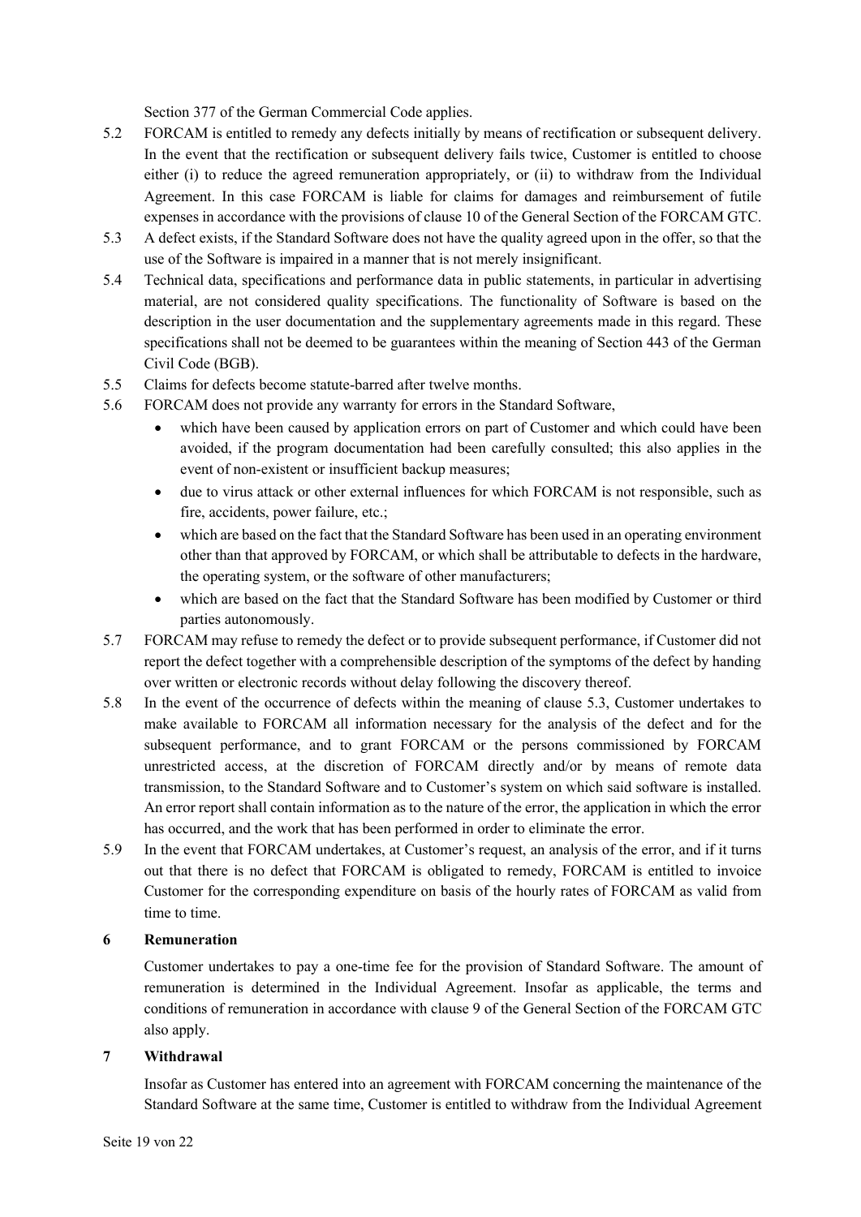Section 377 of the German Commercial Code applies.

5.2 FORCAM is entitled to remedy any defects initially by means of rectification or subsequent delivery. In the event that the rectification or subsequent delivery fails twice, Customer is entitled to choose either (i) to reduce the agreed remuneration appropriately, or (ii) to withdraw from the Individual Agreement. In this case FORCAM is liable for claims for damages and reimbursement of futile expenses in accordance with the provisions of clause 10 of the General Section of the FORCAM GTC.

5.3 A defect exists, if the Standard Software does not have the quality agreed upon in the offer, so that the use of the Software is impaired in a manner that is not merely insignificant.

5.4 Technical data, specifications and performance data in public statements, in particular in advertising material, are not considered quality specifications. The functionality of Software is based on the description in the user documentation and the supplementary agreements made in this regard. These specifications shall not be deemed to be guarantees within the meaning of Section 443 of the German Civil Code (BGB).

5.5 Claims for defects become statute-barred after twelve months.

5.6 FORCAM does not provide any warranty for errors in the Standard Software,

- which have been caused by application errors on part of Customer and which could have been avoided, if the program documentation had been carefully consulted; this also applies in the event of non-existent or insufficient backup measures;
- due to virus attack or other external influences for which FORCAM is not responsible, such as fire, accidents, power failure, etc.;
- which are based on the fact that the Standard Software has been used in an operating environment other than that approved by FORCAM, or which shall be attributable to defects in the hardware, the operating system, or the software of other manufacturers;
- which are based on the fact that the Standard Software has been modified by Customer or third parties autonomously.

5.7 FORCAM may refuse to remedy the defect or to provide subsequent performance, if Customer did not report the defect together with a comprehensible description of the symptoms of the defect by handing over written or electronic records without delay following the discovery thereof.

5.8 In the event of the occurrence of defects within the meaning of clause 5.3, Customer undertakes to make available to FORCAM all information necessary for the analysis of the defect and for the subsequent performance, and to grant FORCAM or the persons commissioned by FORCAM unrestricted access, at the discretion of FORCAM directly and/or by means of remote data transmission, to the Standard Software and to Customer's system on which said software is installed. An error report shall contain information as to the nature of the error, the application in which the error has occurred, and the work that has been performed in order to eliminate the error.

5.9 In the event that FORCAM undertakes, at Customer's request, an analysis of the error, and if it turns out that there is no defect that FORCAM is obligated to remedy, FORCAM is entitled to invoice Customer for the corresponding expenditure on basis of the hourly rates of FORCAM as valid from time to time.

## 6 Remuneration

Customer undertakes to pay a one-time fee for the provision of Standard Software. The amount of remuneration is determined in the Individual Agreement. Insofar as applicable, the terms and conditions of remuneration in accordance with clause 9 of the General Section of the FORCAM GTC also apply.

## 7 Withdrawal

Insofar as Customer has entered into an agreement with FORCAM concerning the maintenance of the Standard Software at the same time, Customer is entitled to withdraw from the Individual Agreement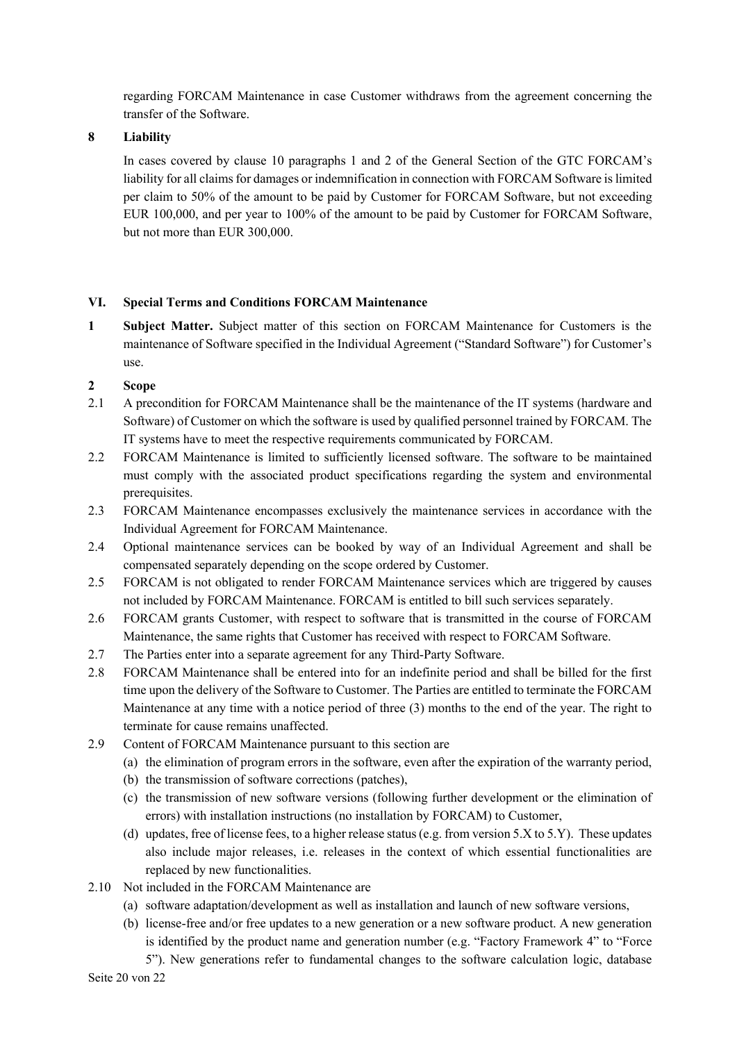regarding FORCAM Maintenance in case Customer withdraws from the agreement concerning the transfer of the Software.

**8 Liability**

In cases covered by clause 10 paragraphs 1 and 2 of the General Section of the GTC FORCAM's liability for all claims for damages or indemnification in connection with FORCAM Software is limited per claim to 50% of the amount to be paid by Customer for FORCAM Software, but not exceeding EUR 100,000, and per year to 100% of the amount to be paid by Customer for FORCAM Software, but not more than EUR 300,000.

## VI. Special Terms and Conditions FORCAM Maintenance

**1 Subject Matter.** Subject matter of this section on FORCAM Maintenance for Customers is the maintenance of Software specified in the Individual Agreement ("Standard Software") for Customer's use.

**2 Scope**

2.1 A precondition for FORCAM Maintenance shall be the maintenance of the IT systems (hardware and Software) of Customer on which the software is used by qualified personnel trained by FORCAM. The IT systems have to meet the respective requirements communicated by FORCAM.

2.2 FORCAM Maintenance is limited to sufficiently licensed software. The software to be maintained must comply with the associated product specifications regarding the system and environmental prerequisites.

2.3 FORCAM Maintenance encompasses exclusively the maintenance services in accordance with the Individual Agreement for FORCAM Maintenance.

2.4 Optional maintenance services can be booked by way of an Individual Agreement and shall be compensated separately depending on the scope ordered by Customer.

2.5 FORCAM is not obligated to render FORCAM Maintenance services which are triggered by causes not included by FORCAM Maintenance. FORCAM is entitled to bill such services separately.

2.6 FORCAM grants Customer, with respect to software that is transmitted in the course of FORCAM Maintenance, the same rights that Customer has received with respect to FORCAM Software.

2.7 The Parties enter into a separate agreement for any Third-Party Software.

2.8 FORCAM Maintenance shall be entered into for an indefinite period and shall be billed for the first time upon the delivery of the Software to Customer. The Parties are entitled to terminate the FORCAM Maintenance at any time with a notice period of three (3) months to the end of the year. The right to terminate for cause remains unaffected.

2.9 Content of FORCAM Maintenance pursuant to this section are

(a) the elimination of program errors in the software, even after the expiration of the warranty period,

(b) the transmission of software corrections (patches),

(c) the transmission of new software versions (following further development or the elimination of errors) with installation instructions (no installation by FORCAM) to Customer,

(d) updates, free of license fees, to a higher release status (e.g. from version 5.X to 5.Y). These updates also include major releases, i.e. releases in the context of which essential functionalities are replaced by new functionalities.

2.10 Not included in the FORCAM Maintenance are

(a) software adaptation/development as well as installation and launch of new software versions,

(b) license-free and/or free updates to a new generation or a new software product. A new generation is identified by the product name and generation number (e.g. "Factory Framework 4" to "Force 5"). New generations refer to fundamental changes to the software calculation logic, database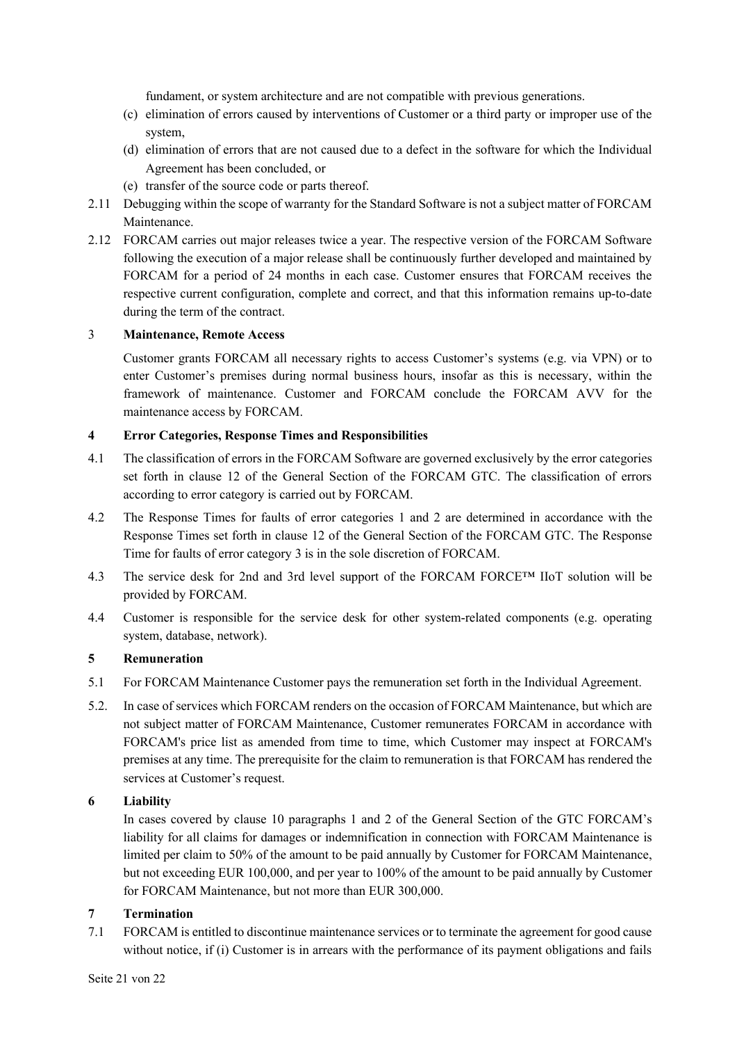fundament, or system architecture and are not compatible with previous generations.

(c) elimination of errors caused by interventions of Customer or a third party or improper use of the system,

(d) elimination of errors that are not caused due to a defect in the software for which the Individual Agreement has been concluded, or

(e) transfer of the source code or parts thereof.

2.11 Debugging within the scope of warranty for the Standard Software is not a subject matter of FORCAM Maintenance.

2.12 FORCAM carries out major releases twice a year. The respective version of the FORCAM Software following the execution of a major release shall be continuously further developed and maintained by FORCAM for a period of 24 months in each case. Customer ensures that FORCAM receives the respective current configuration, complete and correct, and that this information remains up-to-date during the term of the contract.

## 3 Maintenance, Remote Access

Customer grants FORCAM all necessary rights to access Customer's systems (e.g. via VPN) or to enter Customer's premises during normal business hours, insofar as this is necessary, within the framework of maintenance. Customer and FORCAM conclude the FORCAM AVV for the maintenance access by FORCAM.

## 4 Error Categories, Response Times and Responsibilities

4.1 The classification of errors in the FORCAM Software are governed exclusively by the error categories set forth in clause 12 of the General Section of the FORCAM GTC. The classification of errors according to error category is carried out by FORCAM.

4.2 The Response Times for faults of error categories 1 and 2 are determined in accordance with the Response Times set forth in clause 12 of the General Section of the FORCAM GTC. The Response Time for faults of error category 3 is in the sole discretion of FORCAM.

4.3 The service desk for 2nd and 3rd level support of the FORCAM FORCE™ IIoT solution will be provided by FORCAM.

4.4 Customer is responsible for the service desk for other system-related components (e.g. operating system, database, network).

## 5 Remuneration

5.1 For FORCAM Maintenance Customer pays the remuneration set forth in the Individual Agreement.

5.2. In case of services which FORCAM renders on the occasion of FORCAM Maintenance, but which are not subject matter of FORCAM Maintenance, Customer remunerates FORCAM in accordance with FORCAM's price list as amended from time to time, which Customer may inspect at FORCAM's premises at any time. The prerequisite for the claim to remuneration is that FORCAM has rendered the services at Customer's request.

## 6 Liability

In cases covered by clause 10 paragraphs 1 and 2 of the General Section of the GTC FORCAM's liability for all claims for damages or indemnification in connection with FORCAM Maintenance is limited per claim to 50% of the amount to be paid annually by Customer for FORCAM Maintenance, but not exceeding EUR 100,000, and per year to 100% of the amount to be paid annually by Customer for FORCAM Maintenance, but not more than EUR 300,000.

## 7 Termination

7.1 FORCAM is entitled to discontinue maintenance services or to terminate the agreement for good cause without notice, if (i) Customer is in arrears with the performance of its payment obligations and fails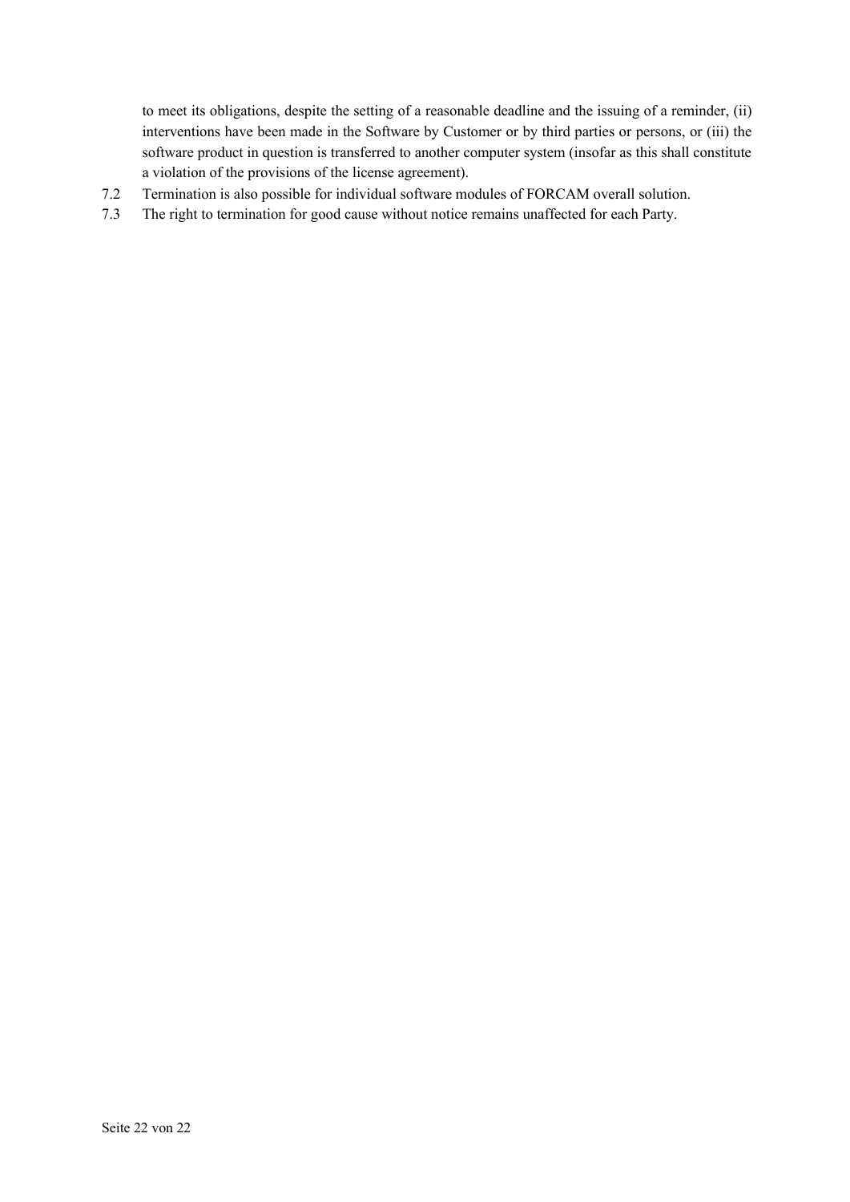to meet its obligations, despite the setting of a reasonable deadline and the issuing of a reminder, (ii) interventions have been made in the Software by Customer or by third parties or persons, or (iii) the software product in question is transferred to another computer system (insofar as this shall constitute a violation of the provisions of the license agreement).

7.2 Termination is also possible for individual software modules of FORCAM overall solution.

7.3 The right to termination for good cause without notice remains unaffected for each Party.